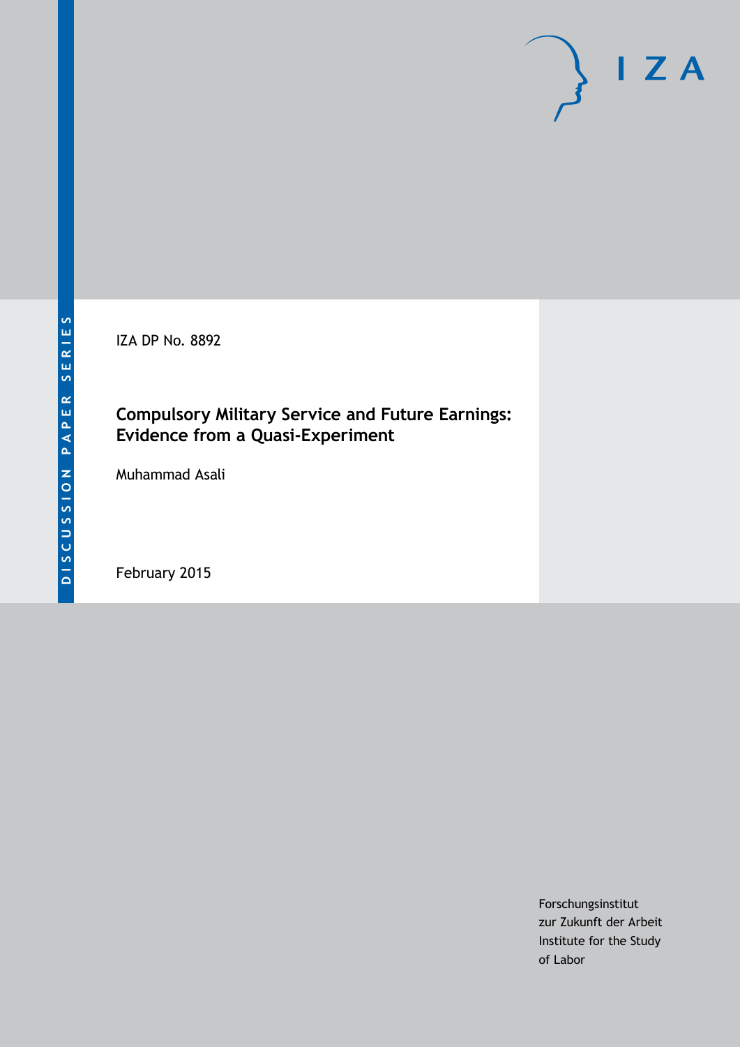DISCUSSION PAPER SERIES

IZA

IZA DP No. 8892

# Compulsory Military Service and Future Earnings: Evidence from a Quasi-Experiment

Muhammad Asali

February 2015

Forschungsinstitut
zur Zukunft der Arbeit
Institute for the Study
of Labor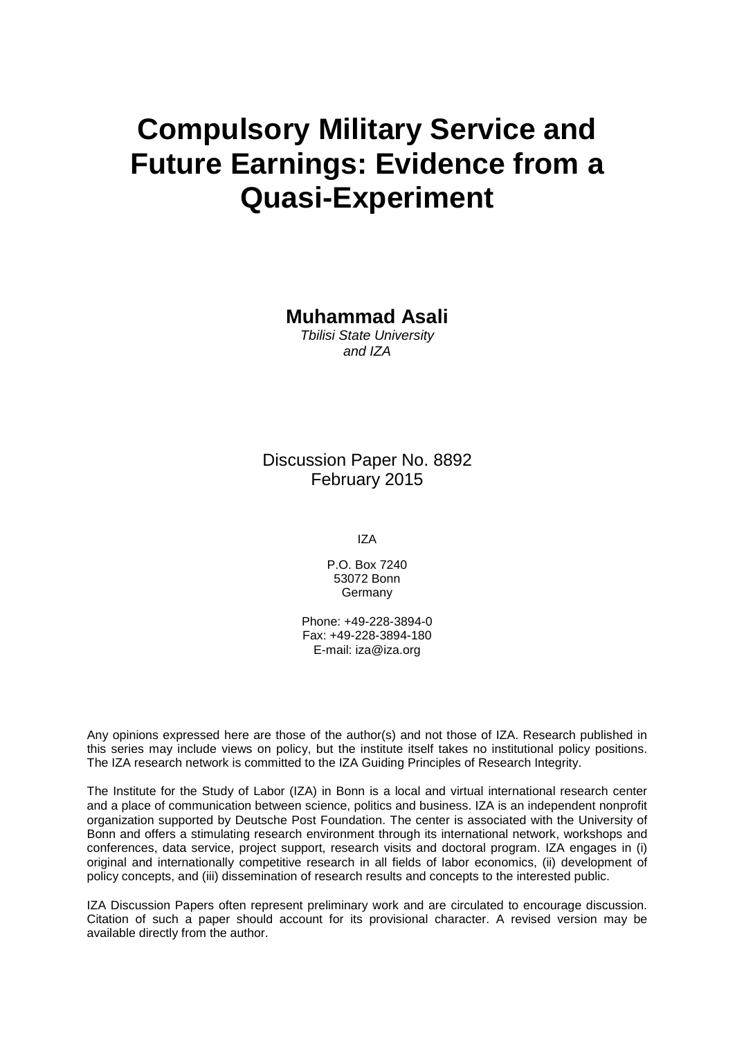# Compulsory Military Service and Future Earnings: Evidence from a Quasi-Experiment

**Muhammad Asali**
*Tbilisi State University*
*and IZA*

Discussion Paper No. 8892
February 2015

IZA

P.O. Box 7240
53072 Bonn
Germany

Phone: +49-228-3894-0
Fax: +49-228-3894-180
E-mail: iza@iza.org

Any opinions expressed here are those of the author(s) and not those of IZA. Research published in this series may include views on policy, but the institute itself takes no institutional policy positions. The IZA research network is committed to the IZA Guiding Principles of Research Integrity.

The Institute for the Study of Labor (IZA) in Bonn is a local and virtual international research center and a place of communication between science, politics and business. IZA is an independent nonprofit organization supported by Deutsche Post Foundation. The center is associated with the University of Bonn and offers a stimulating research environment through its international network, workshops and conferences, data service, project support, research visits and doctoral program. IZA engages in (i) original and internationally competitive research in all fields of labor economics, (ii) development of policy concepts, and (iii) dissemination of research results and concepts to the interested public.

IZA Discussion Papers often represent preliminary work and are circulated to encourage discussion. Citation of such a paper should account for its provisional character. A revised version may be available directly from the author.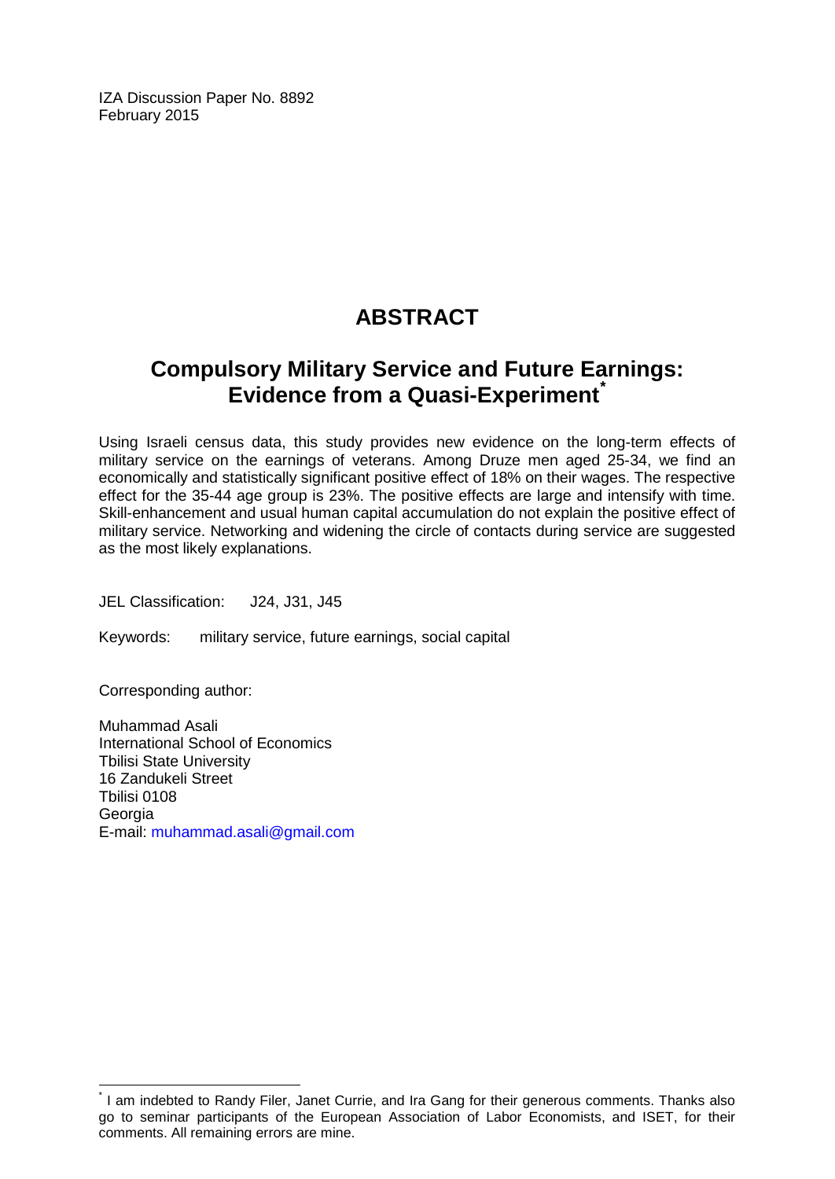IZA Discussion Paper No. 8892
February 2015

# ABSTRACT

## Compulsory Military Service and Future Earnings: Evidence from a Quasi-Experiment[*]

Using Israeli census data, this study provides new evidence on the long-term effects of military service on the earnings of veterans. Among Druze men aged 25-34, we find an economically and statistically significant positive effect of 18% on their wages. The respective effect for the 35-44 age group is 23%. The positive effects are large and intensify with time. Skill-enhancement and usual human capital accumulation do not explain the positive effect of military service. Networking and widening the circle of contacts during service are suggested as the most likely explanations.

JEL Classification: J24, J31, J45

Keywords: military service, future earnings, social capital

Corresponding author:

Muhammad Asali
International School of Economics
Tbilisi State University
16 Zandukeli Street
Tbilisi 0108
Georgia
E-mail: muhammad.asali@gmail.com

[*] I am indebted to Randy Filer, Janet Currie, and Ira Gang for their generous comments. Thanks also go to seminar participants of the European Association of Labor Economists, and ISET, for their comments. All remaining errors are mine.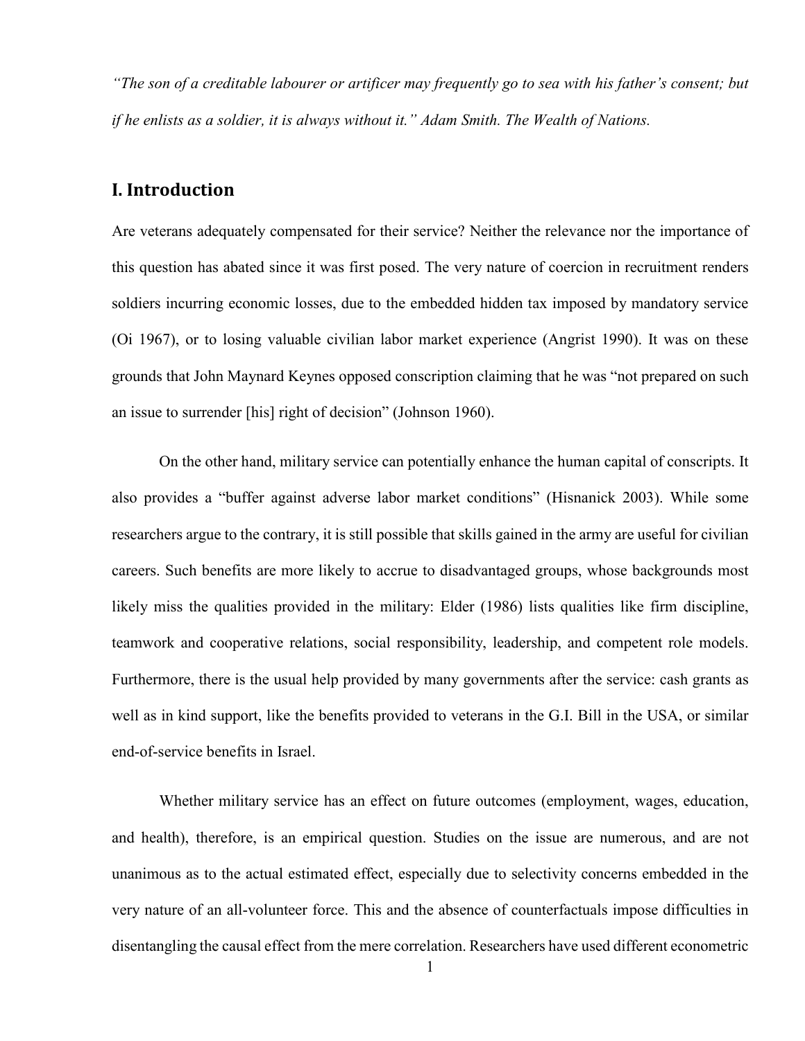*"The son of a creditable labourer or artificer may frequently go to sea with his father's consent; but if he enlists as a soldier, it is always without it." Adam Smith. The Wealth of Nations.*

## I. Introduction

Are veterans adequately compensated for their service? Neither the relevance nor the importance of this question has abated since it was first posed. The very nature of coercion in recruitment renders soldiers incurring economic losses, due to the embedded hidden tax imposed by mandatory service (Oi 1967), or to losing valuable civilian labor market experience (Angrist 1990). It was on these grounds that John Maynard Keynes opposed conscription claiming that he was "not prepared on such an issue to surrender [his] right of decision" (Johnson 1960).

On the other hand, military service can potentially enhance the human capital of conscripts. It also provides a "buffer against adverse labor market conditions" (Hisnanick 2003). While some researchers argue to the contrary, it is still possible that skills gained in the army are useful for civilian careers. Such benefits are more likely to accrue to disadvantaged groups, whose backgrounds most likely miss the qualities provided in the military: Elder (1986) lists qualities like firm discipline, teamwork and cooperative relations, social responsibility, leadership, and competent role models. Furthermore, there is the usual help provided by many governments after the service: cash grants as well as in kind support, like the benefits provided to veterans in the G.I. Bill in the USA, or similar end-of-service benefits in Israel.

Whether military service has an effect on future outcomes (employment, wages, education, and health), therefore, is an empirical question. Studies on the issue are numerous, and are not unanimous as to the actual estimated effect, especially due to selectivity concerns embedded in the very nature of an all-volunteer force. This and the absence of counterfactuals impose difficulties in disentangling the causal effect from the mere correlation. Researchers have used different econometric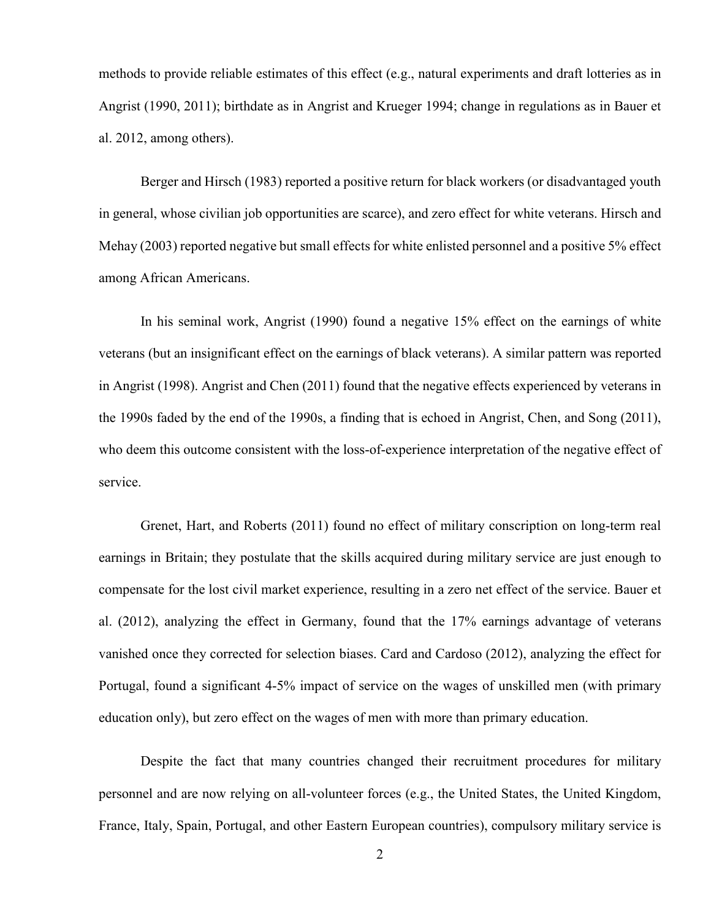methods to provide reliable estimates of this effect (e.g., natural experiments and draft lotteries as in Angrist (1990, 2011); birthdate as in Angrist and Krueger 1994; change in regulations as in Bauer et al. 2012, among others).

Berger and Hirsch (1983) reported a positive return for black workers (or disadvantaged youth in general, whose civilian job opportunities are scarce), and zero effect for white veterans. Hirsch and Mehay (2003) reported negative but small effects for white enlisted personnel and a positive 5% effect among African Americans.

In his seminal work, Angrist (1990) found a negative 15% effect on the earnings of white veterans (but an insignificant effect on the earnings of black veterans). A similar pattern was reported in Angrist (1998). Angrist and Chen (2011) found that the negative effects experienced by veterans in the 1990s faded by the end of the 1990s, a finding that is echoed in Angrist, Chen, and Song (2011), who deem this outcome consistent with the loss-of-experience interpretation of the negative effect of service.

Grenet, Hart, and Roberts (2011) found no effect of military conscription on long-term real earnings in Britain; they postulate that the skills acquired during military service are just enough to compensate for the lost civil market experience, resulting in a zero net effect of the service. Bauer et al. (2012), analyzing the effect in Germany, found that the 17% earnings advantage of veterans vanished once they corrected for selection biases. Card and Cardoso (2012), analyzing the effect for Portugal, found a significant 4-5% impact of service on the wages of unskilled men (with primary education only), but zero effect on the wages of men with more than primary education.

Despite the fact that many countries changed their recruitment procedures for military personnel and are now relying on all-volunteer forces (e.g., the United States, the United Kingdom, France, Italy, Spain, Portugal, and other Eastern European countries), compulsory military service is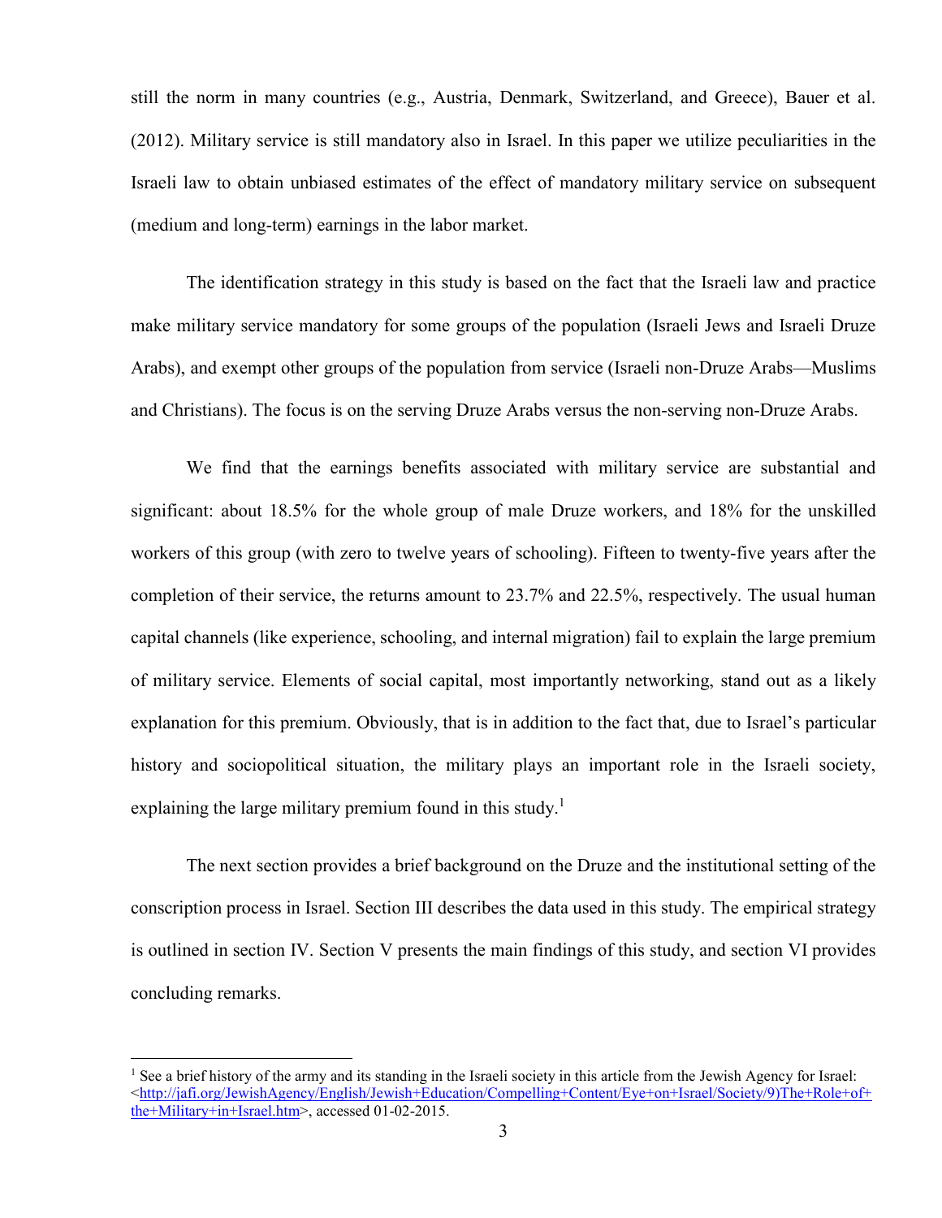still the norm in many countries (e.g., Austria, Denmark, Switzerland, and Greece), Bauer et al. (2012). Military service is still mandatory also in Israel. In this paper we utilize peculiarities in the Israeli law to obtain unbiased estimates of the effect of mandatory military service on subsequent (medium and long-term) earnings in the labor market.

The identification strategy in this study is based on the fact that the Israeli law and practice make military service mandatory for some groups of the population (Israeli Jews and Israeli Druze Arabs), and exempt other groups of the population from service (Israeli non-Druze Arabs—Muslims and Christians). The focus is on the serving Druze Arabs versus the non-serving non-Druze Arabs.

We find that the earnings benefits associated with military service are substantial and significant: about 18.5% for the whole group of male Druze workers, and 18% for the unskilled workers of this group (with zero to twelve years of schooling). Fifteen to twenty-five years after the completion of their service, the returns amount to 23.7% and 22.5%, respectively. The usual human capital channels (like experience, schooling, and internal migration) fail to explain the large premium of military service. Elements of social capital, most importantly networking, stand out as a likely explanation for this premium. Obviously, that is in addition to the fact that, due to Israel's particular history and sociopolitical situation, the military plays an important role in the Israeli society, explaining the large military premium found in this study.[1]

The next section provides a brief background on the Druze and the institutional setting of the conscription process in Israel. Section III describes the data used in this study. The empirical strategy is outlined in section IV. Section V presents the main findings of this study, and section VI provides concluding remarks.

---

[1] See a brief history of the army and its standing in the Israeli society in this article from the Jewish Agency for Israel: <http://jafi.org/JewishAgency/English/Jewish+Education/Compelling+Content/Eye+on+Israel/Society/9)The+Role+of+the+Military+in+Israel.htm>, accessed 01-02-2015.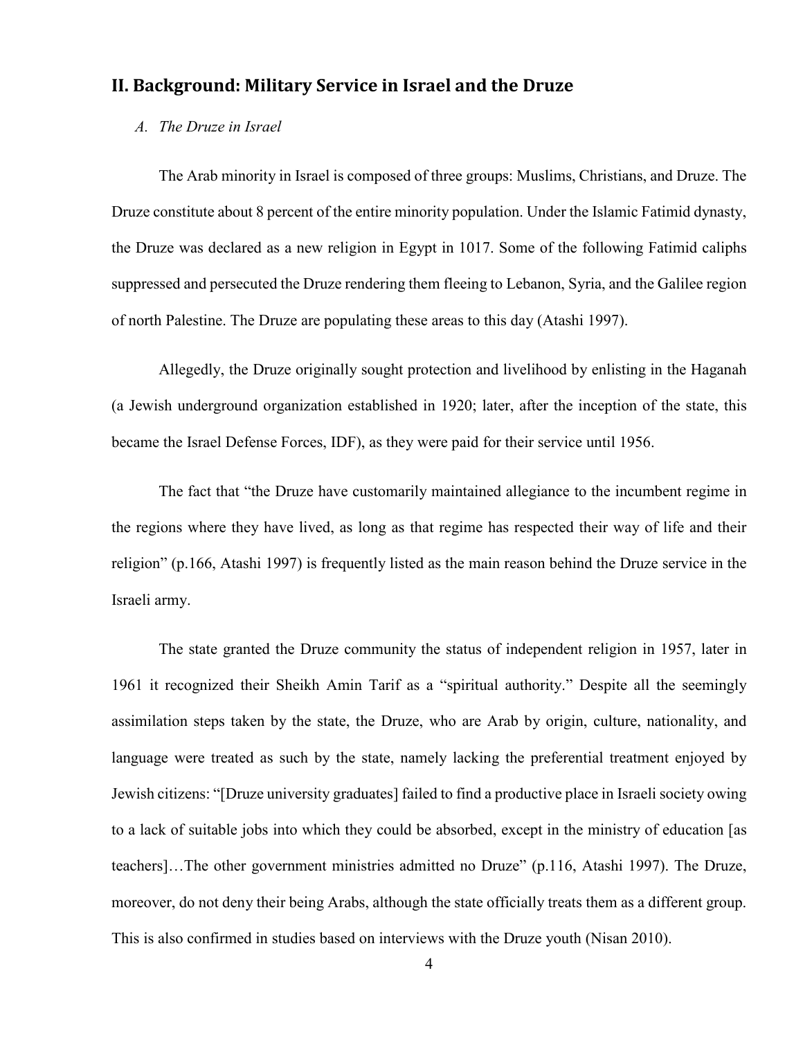## II. Background: Military Service in Israel and the Druze

### *A. The Druze in Israel*

The Arab minority in Israel is composed of three groups: Muslims, Christians, and Druze. The Druze constitute about 8 percent of the entire minority population. Under the Islamic Fatimid dynasty, the Druze was declared as a new religion in Egypt in 1017. Some of the following Fatimid caliphs suppressed and persecuted the Druze rendering them fleeing to Lebanon, Syria, and the Galilee region of north Palestine. The Druze are populating these areas to this day (Atashi 1997).

Allegedly, the Druze originally sought protection and livelihood by enlisting in the Haganah (a Jewish underground organization established in 1920; later, after the inception of the state, this became the Israel Defense Forces, IDF), as they were paid for their service until 1956.

The fact that "the Druze have customarily maintained allegiance to the incumbent regime in the regions where they have lived, as long as that regime has respected their way of life and their religion" (p.166, Atashi 1997) is frequently listed as the main reason behind the Druze service in the Israeli army.

The state granted the Druze community the status of independent religion in 1957, later in 1961 it recognized their Sheikh Amin Tarif as a "spiritual authority." Despite all the seemingly assimilation steps taken by the state, the Druze, who are Arab by origin, culture, nationality, and language were treated as such by the state, namely lacking the preferential treatment enjoyed by Jewish citizens: "[Druze university graduates] failed to find a productive place in Israeli society owing to a lack of suitable jobs into which they could be absorbed, except in the ministry of education [as teachers]…The other government ministries admitted no Druze" (p.116, Atashi 1997). The Druze, moreover, do not deny their being Arabs, although the state officially treats them as a different group. This is also confirmed in studies based on interviews with the Druze youth (Nisan 2010).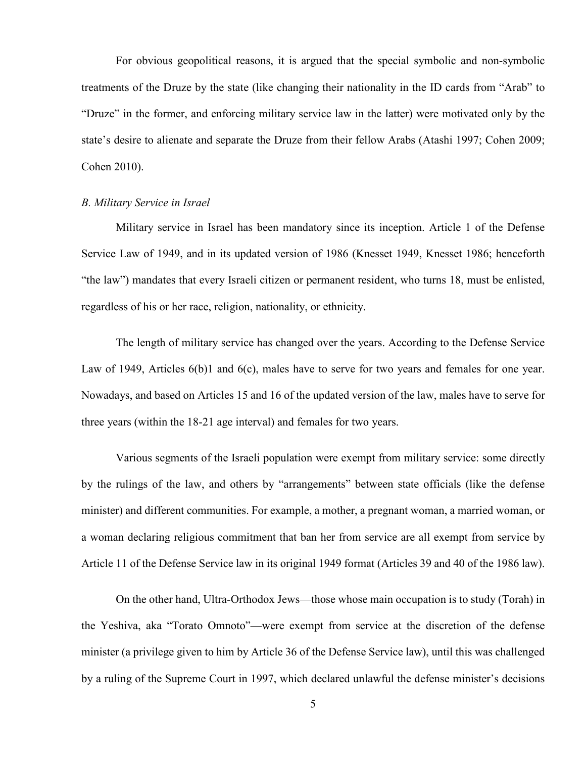For obvious geopolitical reasons, it is argued that the special symbolic and non-symbolic treatments of the Druze by the state (like changing their nationality in the ID cards from "Arab" to "Druze" in the former, and enforcing military service law in the latter) were motivated only by the state's desire to alienate and separate the Druze from their fellow Arabs (Atashi 1997; Cohen 2009; Cohen 2010).

### *B. Military Service in Israel*

Military service in Israel has been mandatory since its inception. Article 1 of the Defense Service Law of 1949, and in its updated version of 1986 (Knesset 1949, Knesset 1986; henceforth "the law") mandates that every Israeli citizen or permanent resident, who turns 18, must be enlisted, regardless of his or her race, religion, nationality, or ethnicity.

The length of military service has changed over the years. According to the Defense Service Law of 1949, Articles 6(b)1 and 6(c), males have to serve for two years and females for one year. Nowadays, and based on Articles 15 and 16 of the updated version of the law, males have to serve for three years (within the 18-21 age interval) and females for two years.

Various segments of the Israeli population were exempt from military service: some directly by the rulings of the law, and others by "arrangements" between state officials (like the defense minister) and different communities. For example, a mother, a pregnant woman, a married woman, or a woman declaring religious commitment that ban her from service are all exempt from service by Article 11 of the Defense Service law in its original 1949 format (Articles 39 and 40 of the 1986 law).

On the other hand, Ultra-Orthodox Jews—those whose main occupation is to study (Torah) in the Yeshiva, aka "Torato Omnoto"—were exempt from service at the discretion of the defense minister (a privilege given to him by Article 36 of the Defense Service law), until this was challenged by a ruling of the Supreme Court in 1997, which declared unlawful the defense minister's decisions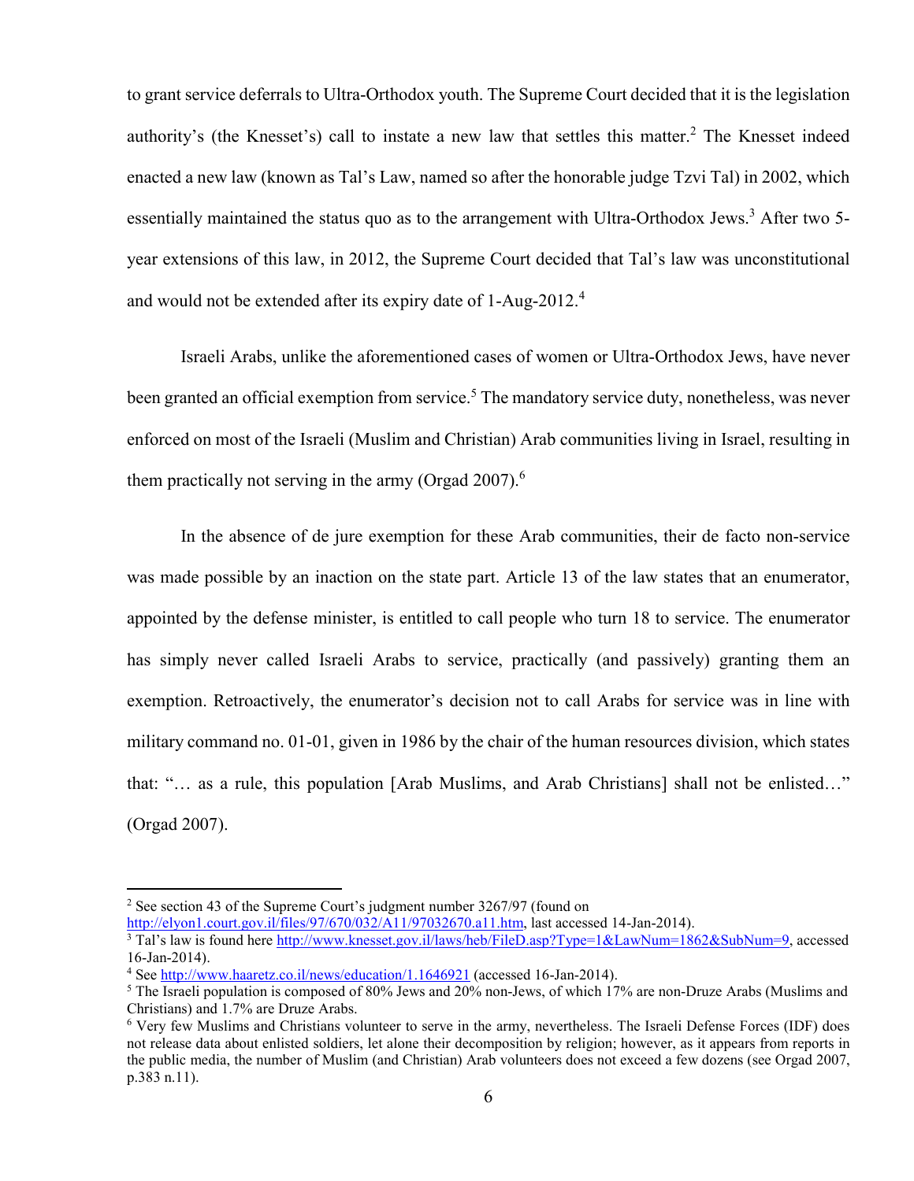to grant service deferrals to Ultra-Orthodox youth. The Supreme Court decided that it is the legislation authority's (the Knesset's) call to instate a new law that settles this matter.[2] The Knesset indeed enacted a new law (known as Tal's Law, named so after the honorable judge Tzvi Tal) in 2002, which essentially maintained the status quo as to the arrangement with Ultra-Orthodox Jews.[3] After two 5-year extensions of this law, in 2012, the Supreme Court decided that Tal's law was unconstitutional and would not be extended after its expiry date of 1-Aug-2012.[4]

Israeli Arabs, unlike the aforementioned cases of women or Ultra-Orthodox Jews, have never been granted an official exemption from service.[5] The mandatory service duty, nonetheless, was never enforced on most of the Israeli (Muslim and Christian) Arab communities living in Israel, resulting in them practically not serving in the army (Orgad 2007).[6]

In the absence of de jure exemption for these Arab communities, their de facto non-service was made possible by an inaction on the state part. Article 13 of the law states that an enumerator, appointed by the defense minister, is entitled to call people who turn 18 to service. The enumerator has simply never called Israeli Arabs to service, practically (and passively) granting them an exemption. Retroactively, the enumerator's decision not to call Arabs for service was in line with military command no. 01-01, given in 1986 by the chair of the human resources division, which states that: "… as a rule, this population [Arab Muslims, and Arab Christians] shall not be enlisted…" (Orgad 2007).

---

[2] See section 43 of the Supreme Court's judgment number 3267/97 (found on http://elyon1.court.gov.il/files/97/670/032/A11/97032670.a11.htm, last accessed 14-Jan-2014).

[3] Tal's law is found here http://www.knesset.gov.il/laws/heb/FileD.asp?Type=1&LawNum=1862&SubNum=9, accessed 16-Jan-2014).

[4] See http://www.haaretz.co.il/news/education/1.1646921 (accessed 16-Jan-2014).

[5] The Israeli population is composed of 80% Jews and 20% non-Jews, of which 17% are non-Druze Arabs (Muslims and Christians) and 1.7% are Druze Arabs.

[6] Very few Muslims and Christians volunteer to serve in the army, nevertheless. The Israeli Defense Forces (IDF) does not release data about enlisted soldiers, let alone their decomposition by religion; however, as it appears from reports in the public media, the number of Muslim (and Christian) Arab volunteers does not exceed a few dozens (see Orgad 2007, p.383 n.11).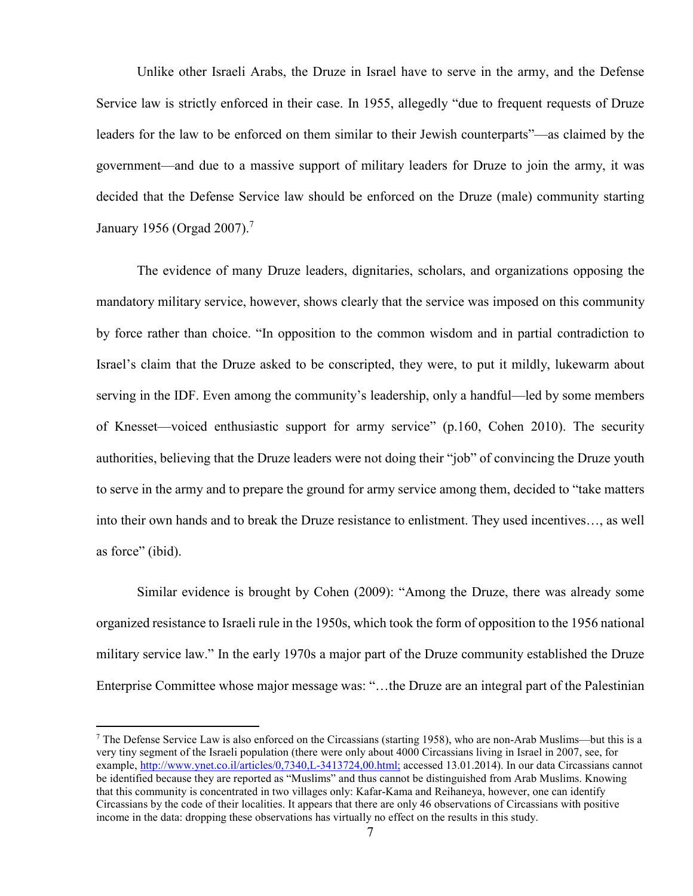Unlike other Israeli Arabs, the Druze in Israel have to serve in the army, and the Defense Service law is strictly enforced in their case. In 1955, allegedly "due to frequent requests of Druze leaders for the law to be enforced on them similar to their Jewish counterparts"—as claimed by the government—and due to a massive support of military leaders for Druze to join the army, it was decided that the Defense Service law should be enforced on the Druze (male) community starting January 1956 (Orgad 2007).[7]

The evidence of many Druze leaders, dignitaries, scholars, and organizations opposing the mandatory military service, however, shows clearly that the service was imposed on this community by force rather than choice. "In opposition to the common wisdom and in partial contradiction to Israel's claim that the Druze asked to be conscripted, they were, to put it mildly, lukewarm about serving in the IDF. Even among the community's leadership, only a handful—led by some members of Knesset—voiced enthusiastic support for army service" (p.160, Cohen 2010). The security authorities, believing that the Druze leaders were not doing their "job" of convincing the Druze youth to serve in the army and to prepare the ground for army service among them, decided to "take matters into their own hands and to break the Druze resistance to enlistment. They used incentives…, as well as force" (ibid).

Similar evidence is brought by Cohen (2009): "Among the Druze, there was already some organized resistance to Israeli rule in the 1950s, which took the form of opposition to the 1956 national military service law." In the early 1970s a major part of the Druze community established the Druze Enterprise Committee whose major message was: "…the Druze are an integral part of the Palestinian

---

[7] The Defense Service Law is also enforced on the Circassians (starting 1958), who are non-Arab Muslims—but this is a very tiny segment of the Israeli population (there were only about 4000 Circassians living in Israel in 2007, see, for example, http://www.ynet.co.il/articles/0,7340,L-3413724,00.html; accessed 13.01.2014). In our data Circassians cannot be identified because they are reported as "Muslims" and thus cannot be distinguished from Arab Muslims. Knowing that this community is concentrated in two villages only: Kafar-Kama and Reihaneya, however, one can identify Circassians by the code of their localities. It appears that there are only 46 observations of Circassians with positive income in the data: dropping these observations has virtually no effect on the results in this study.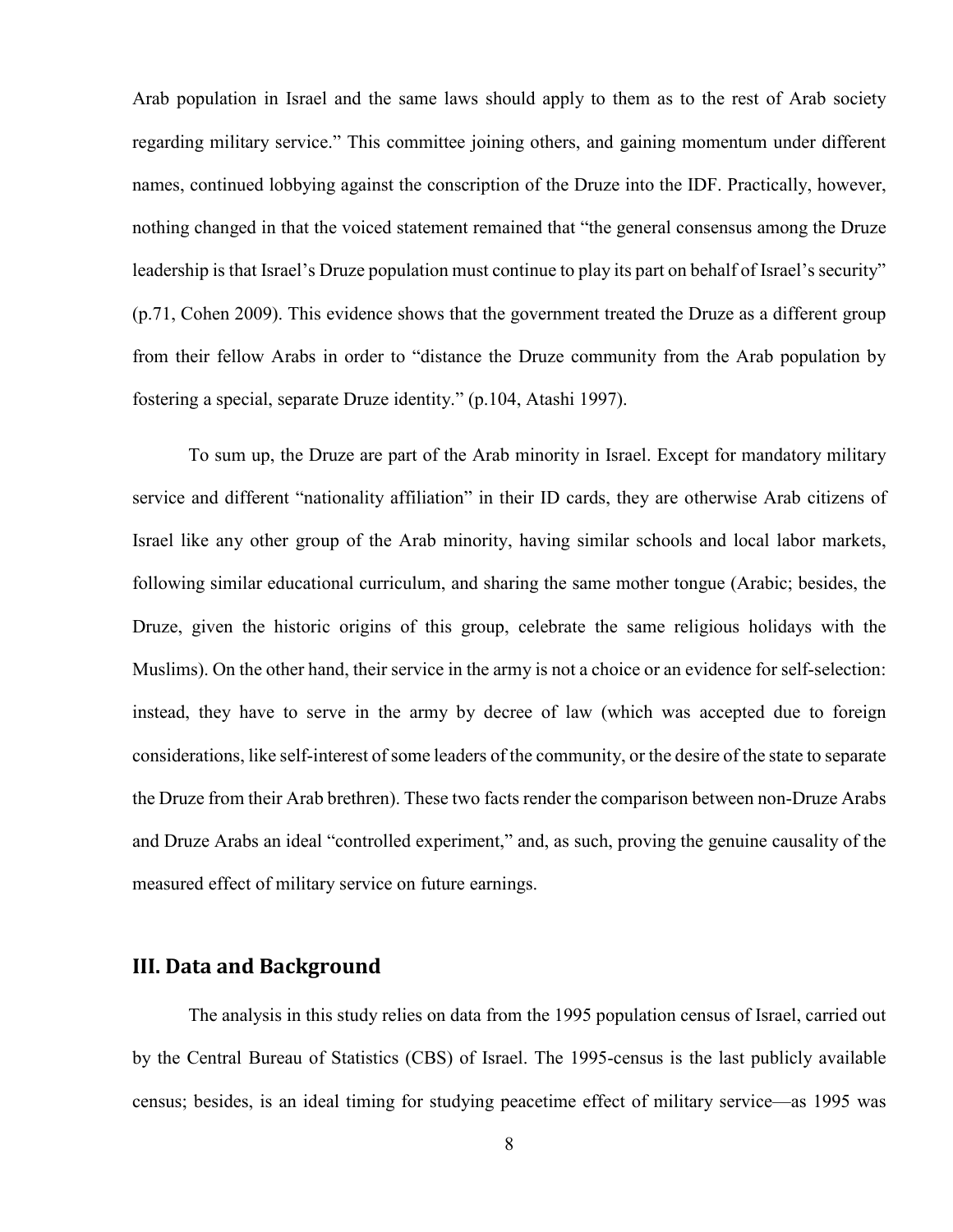Arab population in Israel and the same laws should apply to them as to the rest of Arab society regarding military service." This committee joining others, and gaining momentum under different names, continued lobbying against the conscription of the Druze into the IDF. Practically, however, nothing changed in that the voiced statement remained that "the general consensus among the Druze leadership is that Israel's Druze population must continue to play its part on behalf of Israel's security" (p.71, Cohen 2009). This evidence shows that the government treated the Druze as a different group from their fellow Arabs in order to "distance the Druze community from the Arab population by fostering a special, separate Druze identity." (p.104, Atashi 1997).

To sum up, the Druze are part of the Arab minority in Israel. Except for mandatory military service and different "nationality affiliation" in their ID cards, they are otherwise Arab citizens of Israel like any other group of the Arab minority, having similar schools and local labor markets, following similar educational curriculum, and sharing the same mother tongue (Arabic; besides, the Druze, given the historic origins of this group, celebrate the same religious holidays with the Muslims). On the other hand, their service in the army is not a choice or an evidence for self-selection: instead, they have to serve in the army by decree of law (which was accepted due to foreign considerations, like self-interest of some leaders of the community, or the desire of the state to separate the Druze from their Arab brethren). These two facts render the comparison between non-Druze Arabs and Druze Arabs an ideal "controlled experiment," and, as such, proving the genuine causality of the measured effect of military service on future earnings.

## III. Data and Background

The analysis in this study relies on data from the 1995 population census of Israel, carried out by the Central Bureau of Statistics (CBS) of Israel. The 1995-census is the last publicly available census; besides, is an ideal timing for studying peacetime effect of military service—as 1995 was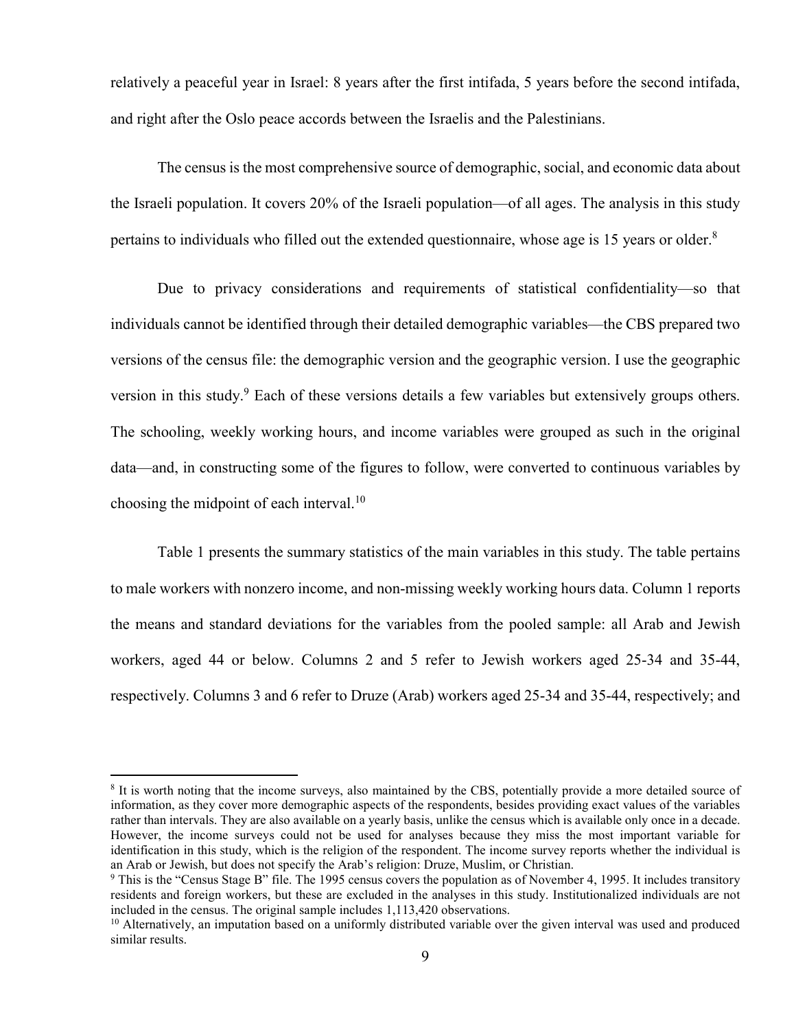relatively a peaceful year in Israel: 8 years after the first intifada, 5 years before the second intifada, and right after the Oslo peace accords between the Israelis and the Palestinians.

The census is the most comprehensive source of demographic, social, and economic data about the Israeli population. It covers 20% of the Israeli population—of all ages. The analysis in this study pertains to individuals who filled out the extended questionnaire, whose age is 15 years or older.[8]

Due to privacy considerations and requirements of statistical confidentiality—so that individuals cannot be identified through their detailed demographic variables—the CBS prepared two versions of the census file: the demographic version and the geographic version. I use the geographic version in this study.[9] Each of these versions details a few variables but extensively groups others. The schooling, weekly working hours, and income variables were grouped as such in the original data—and, in constructing some of the figures to follow, were converted to continuous variables by choosing the midpoint of each interval.[10]

Table 1 presents the summary statistics of the main variables in this study. The table pertains to male workers with nonzero income, and non-missing weekly working hours data. Column 1 reports the means and standard deviations for the variables from the pooled sample: all Arab and Jewish workers, aged 44 or below. Columns 2 and 5 refer to Jewish workers aged 25-34 and 35-44, respectively. Columns 3 and 6 refer to Druze (Arab) workers aged 25-34 and 35-44, respectively; and

---

[8] It is worth noting that the income surveys, also maintained by the CBS, potentially provide a more detailed source of information, as they cover more demographic aspects of the respondents, besides providing exact values of the variables rather than intervals. They are also available on a yearly basis, unlike the census which is available only once in a decade. However, the income surveys could not be used for analyses because they miss the most important variable for identification in this study, which is the religion of the respondent. The income survey reports whether the individual is an Arab or Jewish, but does not specify the Arab's religion: Druze, Muslim, or Christian.

[9] This is the "Census Stage B" file. The 1995 census covers the population as of November 4, 1995. It includes transitory residents and foreign workers, but these are excluded in the analyses in this study. Institutionalized individuals are not included in the census. The original sample includes 1,113,420 observations.

[10] Alternatively, an imputation based on a uniformly distributed variable over the given interval was used and produced similar results.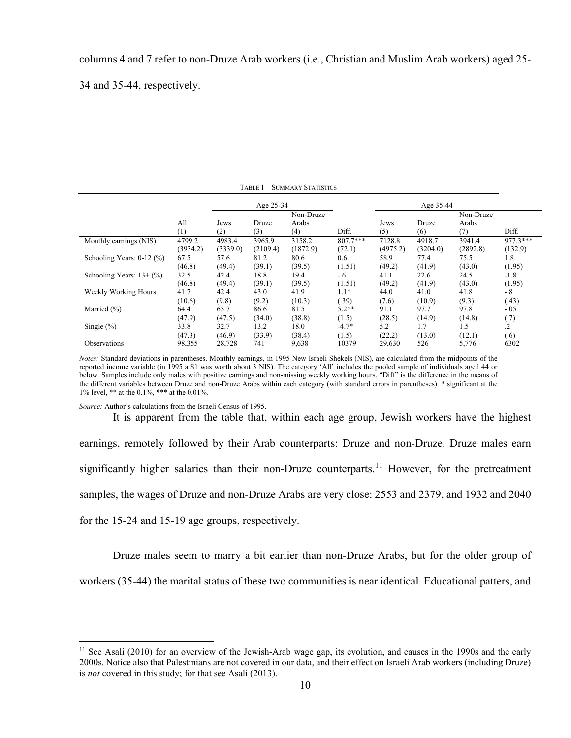columns 4 and 7 refer to non-Druze Arab workers (i.e., Christian and Muslim Arab workers) aged 25-34 and 35-44, respectively.

TABLE 1—SUMMARY STATISTICS

| | | Age 25-34 | | | | Age 35-44 | | | |
|---|---|---|---|---|---|---|---|---|---|
| | All | Jews | Druze | Non-Druze Arabs | | Jews | Druze | Non-Druze Arabs | |
| | (1) | (2) | (3) | (4) | Diff. | (5) | (6) | (7) | Diff. |
| Monthly earnings (NIS) | 4799.2 | 4983.4 | 3965.9 | 3158.2 | 807.7*** | 7128.8 | 4918.7 | 3941.4 | 977.3*** |
| | (3934.2) | (3339.0) | (2109.4) | (1872.9) | (72.1) | (4975.2) | (3204.0) | (2892.8) | (132.9) |
| Schooling Years: 0-12 (%) | 67.5 | 57.6 | 81.2 | 80.6 | 0.6 | 58.9 | 77.4 | 75.5 | 1.8 |
| | (46.8) | (49.4) | (39.1) | (39.5) | (1.51) | (49.2) | (41.9) | (43.0) | (1.95) |
| Schooling Years: 13+ (%) | 32.5 | 42.4 | 18.8 | 19.4 | -.6 | 41.1 | 22.6 | 24.5 | -1.8 |
| | (46.8) | (49.4) | (39.1) | (39.5) | (1.51) | (49.2) | (41.9) | (43.0) | (1.95) |
| Weekly Working Hours | 41.7 | 42.4 | 43.0 | 41.9 | 1.1* | 44.0 | 41.0 | 41.8 | -.8 |
| | (10.6) | (9.8) | (9.2) | (10.3) | (.39) | (7.6) | (10.9) | (9.3) | (.43) |
| Married (%) | 64.4 | 65.7 | 86.6 | 81.5 | 5.2** | 91.1 | 97.7 | 97.8 | -.05 |
| | (47.9) | (47.5) | (34.0) | (38.8) | (1.5) | (28.5) | (14.9) | (14.8) | (.7) |
| Single (%) | 33.8 | 32.7 | 13.2 | 18.0 | -4.7* | 5.2 | 1.7 | 1.5 | .2 |
| | (47.3) | (46.9) | (33.9) | (38.4) | (1.5) | (22.2) | (13.0) | (12.1) | (.6) |
| Observations | 98,355 | 28,728 | 741 | 9,638 | 10379 | 29,630 | 526 | 5,776 | 6302 |

*Notes:* Standard deviations in parentheses. Monthly earnings, in 1995 New Israeli Shekels (NIS), are calculated from the midpoints of the reported income variable (in 1995 a $1 was worth about 3 NIS). The category 'All' includes the pooled sample of individuals aged 44 or below. Samples include only males with positive earnings and non-missing weekly working hours. "Diff" is the difference in the means of the different variables between Druze and non-Druze Arabs within each category (with standard errors in parentheses). * significant at the 1% level, ** at the 0.1%, *** at the 0.01%.

*Source:* Author's calculations from the Israeli Census of 1995.

It is apparent from the table that, within each age group, Jewish workers have the highest earnings, remotely followed by their Arab counterparts: Druze and non-Druze. Druze males earn significantly higher salaries than their non-Druze counterparts.[11] However, for the pretreatment samples, the wages of Druze and non-Druze Arabs are very close: 2553 and 2379, and 1932 and 2040 for the 15-24 and 15-19 age groups, respectively.

Druze males seem to marry a bit earlier than non-Druze Arabs, but for the older group of workers (35-44) the marital status of these two communities is near identical. Educational patters, and

[11] See Asali (2010) for an overview of the Jewish-Arab wage gap, its evolution, and causes in the 1990s and the early 2000s. Notice also that Palestinians are not covered in our data, and their effect on Israeli Arab workers (including Druze) is *not* covered in this study; for that see Asali (2013).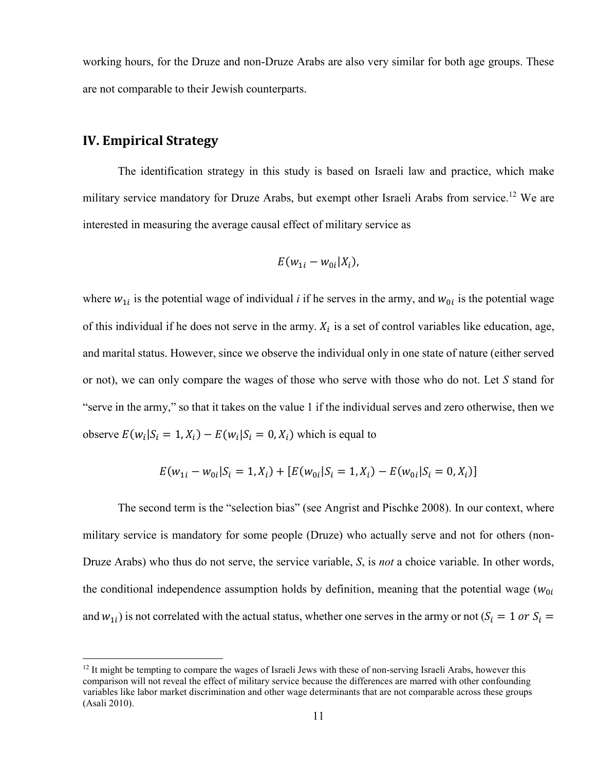working hours, for the Druze and non-Druze Arabs are also very similar for both age groups. These are not comparable to their Jewish counterparts.

## IV. Empirical Strategy

The identification strategy in this study is based on Israeli law and practice, which make military service mandatory for Druze Arabs, but exempt other Israeli Arabs from service.[12] We are interested in measuring the average causal effect of military service as

$$E(w_{1i} - w_{0i}|X_i),$$

where $w_{1i}$ is the potential wage of individual *i* if he serves in the army, and $w_{0i}$ is the potential wage of this individual if he does not serve in the army. $X_i$ is a set of control variables like education, age, and marital status. However, since we observe the individual only in one state of nature (either served or not), we can only compare the wages of those who serve with those who do not. Let *S* stand for "serve in the army," so that it takes on the value 1 if the individual serves and zero otherwise, then we observe $E(w_i|S_i = 1, X_i) - E(w_i|S_i = 0, X_i)$ which is equal to

$$E(w_{1i} - w_{0i}|S_i = 1, X_i) + [E(w_{0i}|S_i = 1, X_i) - E(w_{0i}|S_i = 0, X_i)]$$

The second term is the "selection bias" (see Angrist and Pischke 2008). In our context, where military service is mandatory for some people (Druze) who actually serve and not for others (non-Druze Arabs) who thus do not serve, the service variable, *S*, is *not* a choice variable. In other words, the conditional independence assumption holds by definition, meaning that the potential wage ($w_{0i}$ and $w_{1i}$) is not correlated with the actual status, whether one serves in the army or not ($S_i = 1$ *or* $S_i =$

[12] It might be tempting to compare the wages of Israeli Jews with these of non-serving Israeli Arabs, however this comparison will not reveal the effect of military service because the differences are marred with other confounding variables like labor market discrimination and other wage determinants that are not comparable across these groups (Asali 2010).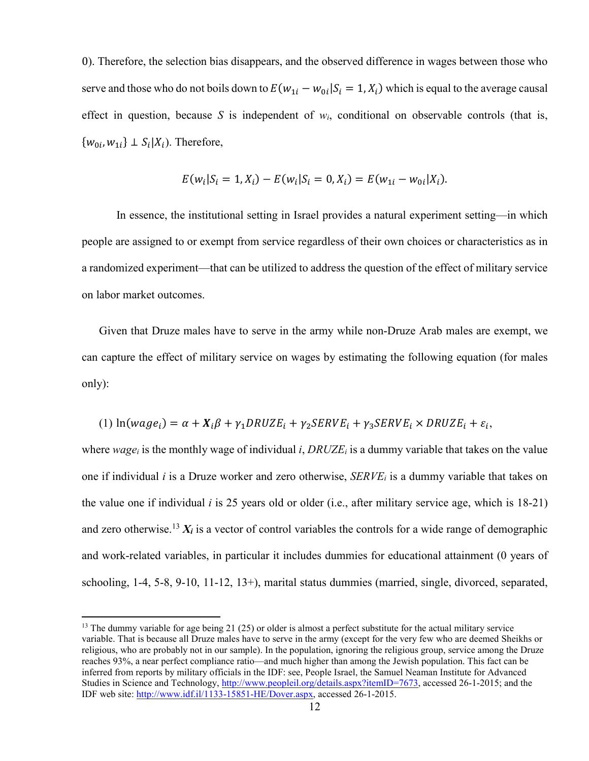0). Therefore, the selection bias disappears, and the observed difference in wages between those who serve and those who do not boils down to $E(w_{1i} - w_{0i}|S_i = 1, X_i)$ which is equal to the average causal effect in question, because *S* is independent of $w_i$, conditional on observable controls (that is, $\{w_{0i}, w_{1i}\} \perp S_i|X_i$). Therefore,

$$E(w_i|S_i = 1, X_i) - E(w_i|S_i = 0, X_i) = E(w_{1i} - w_{0i}|X_i).$$

In essence, the institutional setting in Israel provides a natural experiment setting—in which people are assigned to or exempt from service regardless of their own choices or characteristics as in a randomized experiment—that can be utilized to address the question of the effect of military service on labor market outcomes.

Given that Druze males have to serve in the army while non-Druze Arab males are exempt, we can capture the effect of military service on wages by estimating the following equation (for males only):

$$(1)\ \ln(wage_i) = \alpha + \boldsymbol{X}_i\beta + \gamma_1 DRUZE_i + \gamma_2 SERVE_i + \gamma_3 SERVE_i \times DRUZE_i + \varepsilon_i,$$

where $wage_i$ is the monthly wage of individual *i*, $DRUZE_i$ is a dummy variable that takes on the value one if individual *i* is a Druze worker and zero otherwise, $SERVE_i$ is a dummy variable that takes on the value one if individual *i* is 25 years old or older (i.e., after military service age, which is 18-21) and zero otherwise.[13] $\boldsymbol{X_i}$ is a vector of control variables the controls for a wide range of demographic and work-related variables, in particular it includes dummies for educational attainment (0 years of schooling, 1-4, 5-8, 9-10, 11-12, 13+), marital status dummies (married, single, divorced, separated,

[13] The dummy variable for age being 21 (25) or older is almost a perfect substitute for the actual military service variable. That is because all Druze males have to serve in the army (except for the very few who are deemed Sheikhs or religious, who are probably not in our sample). In the population, ignoring the religious group, service among the Druze reaches 93%, a near perfect compliance ratio—and much higher than among the Jewish population. This fact can be inferred from reports by military officials in the IDF: see, People Israel, the Samuel Neaman Institute for Advanced Studies in Science and Technology, http://www.peopleil.org/details.aspx?itemID=7673, accessed 26-1-2015; and the IDF web site: http://www.idf.il/1133-15851-HE/Dover.aspx, accessed 26-1-2015.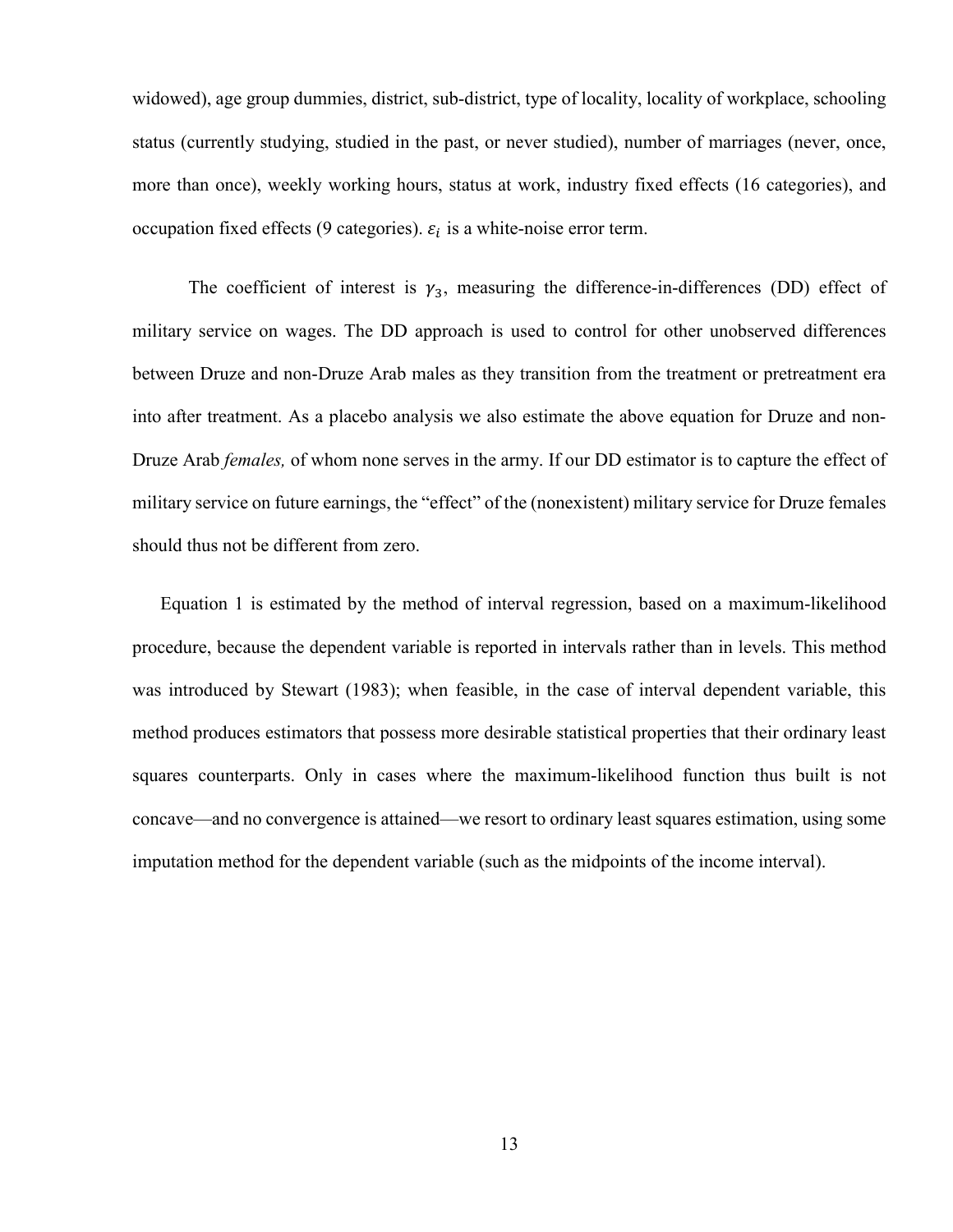widowed), age group dummies, district, sub-district, type of locality, locality of workplace, schooling status (currently studying, studied in the past, or never studied), number of marriages (never, once, more than once), weekly working hours, status at work, industry fixed effects (16 categories), and occupation fixed effects (9 categories). $\varepsilon_i$ is a white-noise error term.

The coefficient of interest is $\gamma_3$, measuring the difference-in-differences (DD) effect of military service on wages. The DD approach is used to control for other unobserved differences between Druze and non-Druze Arab males as they transition from the treatment or pretreatment era into after treatment. As a placebo analysis we also estimate the above equation for Druze and non-Druze Arab *females,* of whom none serves in the army. If our DD estimator is to capture the effect of military service on future earnings, the "effect" of the (nonexistent) military service for Druze females should thus not be different from zero.

Equation 1 is estimated by the method of interval regression, based on a maximum-likelihood procedure, because the dependent variable is reported in intervals rather than in levels. This method was introduced by Stewart (1983); when feasible, in the case of interval dependent variable, this method produces estimators that possess more desirable statistical properties that their ordinary least squares counterparts. Only in cases where the maximum-likelihood function thus built is not concave—and no convergence is attained—we resort to ordinary least squares estimation, using some imputation method for the dependent variable (such as the midpoints of the income interval).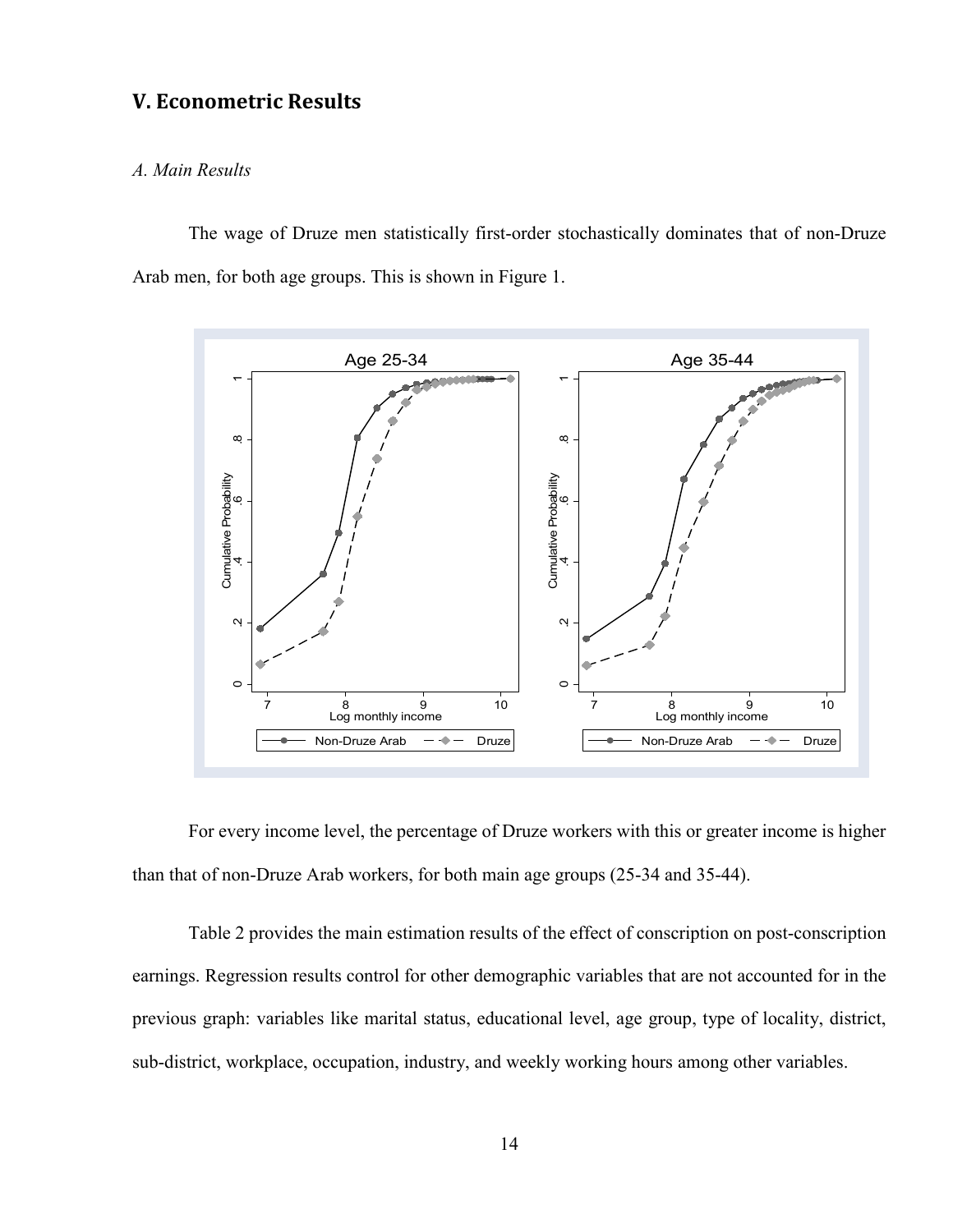## V. Econometric Results

### *A. Main Results*

The wage of Druze men statistically first-order stochastically dominates that of non-Druze Arab men, for both age groups. This is shown in Figure 1.

For every income level, the percentage of Druze workers with this or greater income is higher than that of non-Druze Arab workers, for both main age groups (25-34 and 35-44).

Table 2 provides the main estimation results of the effect of conscription on post-conscription earnings. Regression results control for other demographic variables that are not accounted for in the previous graph: variables like marital status, educational level, age group, type of locality, district, sub-district, workplace, occupation, industry, and weekly working hours among other variables.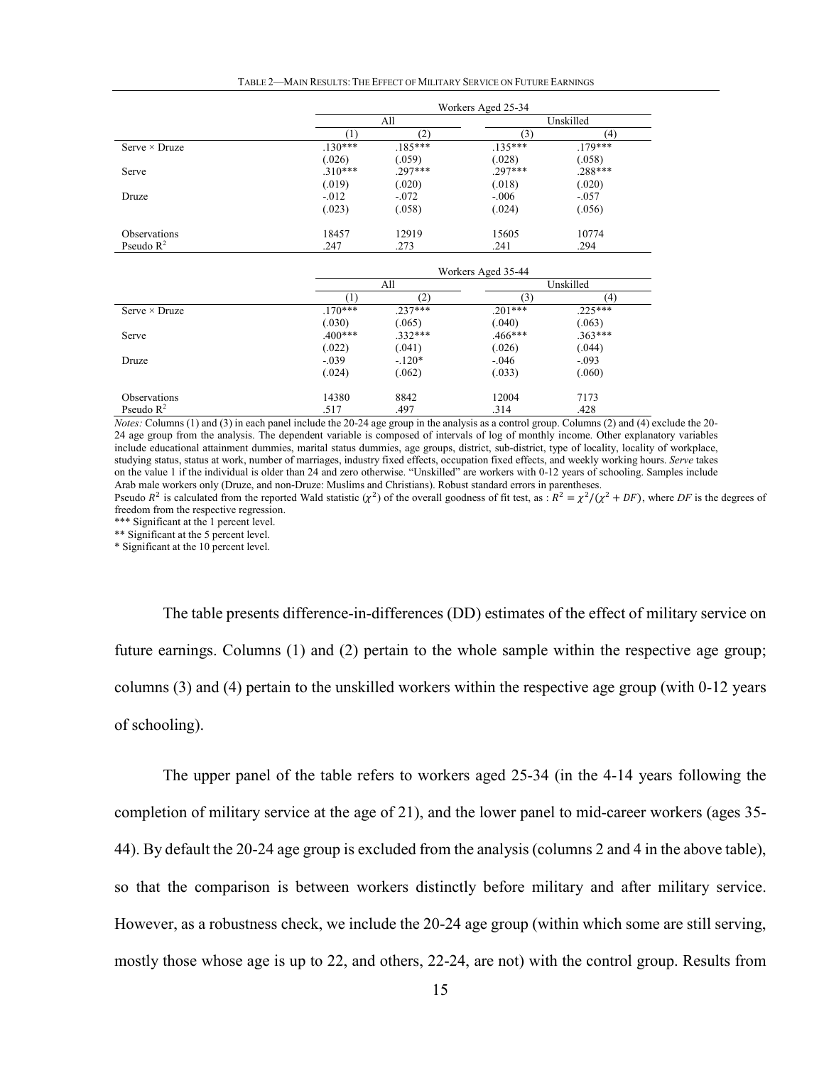TABLE 2—MAIN RESULTS: THE EFFECT OF MILITARY SERVICE ON FUTURE EARNINGS

| | Workers Aged 25-34 | | | |
|---|---|---|---|---|
| | All | | Unskilled | |
| | (1) | (2) | (3) | (4) |
| Serve × Druze | .130*** | .185*** | .135*** | .179*** |
| | (.026) | (.059) | (.028) | (.058) |
| Serve | .310*** | .297*** | .297*** | .288*** |
| | (.019) | (.020) | (.018) | (.020) |
| Druze | -.012 | -.072 | -.006 | -.057 |
| | (.023) | (.058) | (.024) | (.056) |
| Observations | 18457 | 12919 | 15605 | 10774 |
| Pseudo $R^2$ | .247 | .273 | .241 | .294 |

| | Workers Aged 35-44 | | | |
|---|---|---|---|---|
| | All | | Unskilled | |
| | (1) | (2) | (3) | (4) |
| Serve × Druze | .170*** | .237*** | .201*** | .225*** |
| | (.030) | (.065) | (.040) | (.063) |
| Serve | .400*** | .332*** | .466*** | .363*** |
| | (.022) | (.041) | (.026) | (.044) |
| Druze | -.039 | -.120* | -.046 | -.093 |
| | (.024) | (.062) | (.033) | (.060) |
| Observations | 14380 | 8842 | 12004 | 7173 |
| Pseudo $R^2$ | .517 | .497 | .314 | .428 |

*Notes:* Columns (1) and (3) in each panel include the 20-24 age group in the analysis as a control group. Columns (2) and (4) exclude the 20-24 age group from the analysis. The dependent variable is composed of intervals of log of monthly income. Other explanatory variables include educational attainment dummies, marital status dummies, age groups, district, sub-district, type of locality, locality of workplace, studying status, status at work, number of marriages, industry fixed effects, occupation fixed effects, and weekly working hours. *Serve* takes on the value 1 if the individual is older than 24 and zero otherwise. "Unskilled" are workers with 0-12 years of schooling. Samples include Arab male workers only (Druze, and non-Druze: Muslims and Christians). Robust standard errors in parentheses.

Pseudo $R^2$ is calculated from the reported Wald statistic ($\chi^2$) of the overall goodness of fit test, as : $R^2 = \chi^2/(\chi^2 + DF)$, where $DF$ is the degrees of freedom from the respective regression.

*** Significant at the 1 percent level.

** Significant at the 5 percent level.

* Significant at the 10 percent level.

The table presents difference-in-differences (DD) estimates of the effect of military service on future earnings. Columns (1) and (2) pertain to the whole sample within the respective age group; columns (3) and (4) pertain to the unskilled workers within the respective age group (with 0-12 years of schooling).

The upper panel of the table refers to workers aged 25-34 (in the 4-14 years following the completion of military service at the age of 21), and the lower panel to mid-career workers (ages 35-44). By default the 20-24 age group is excluded from the analysis (columns 2 and 4 in the above table), so that the comparison is between workers distinctly before military and after military service. However, as a robustness check, we include the 20-24 age group (within which some are still serving, mostly those whose age is up to 22, and others, 22-24, are not) with the control group. Results from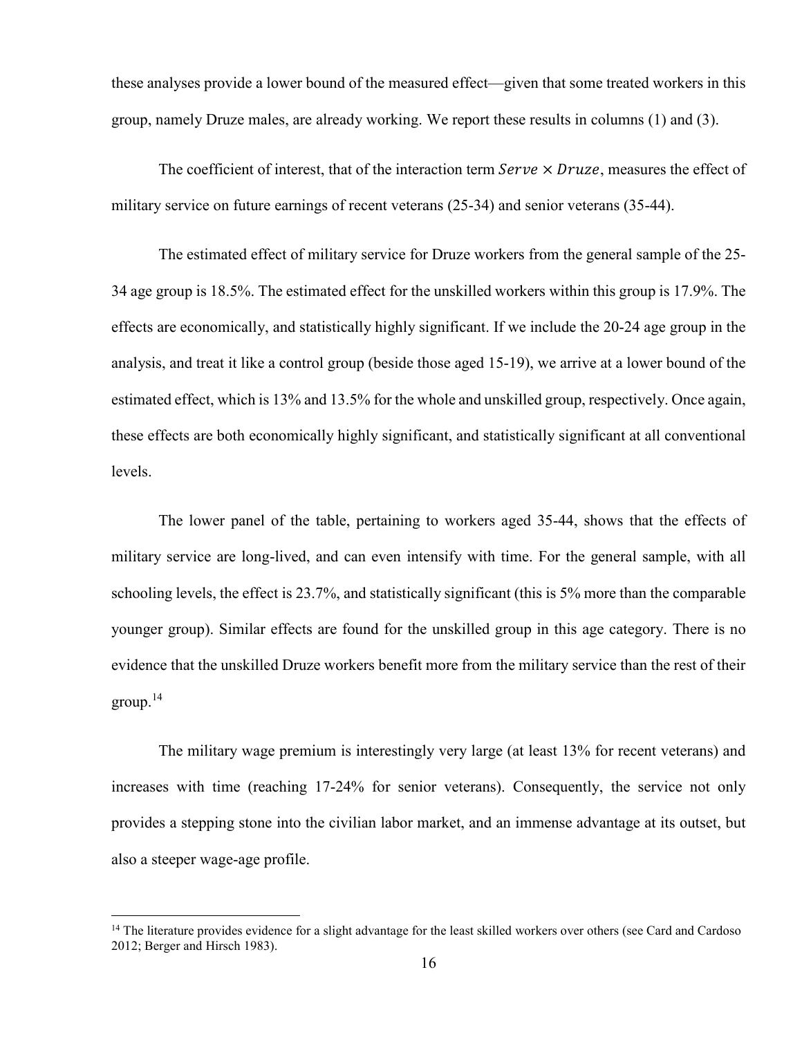these analyses provide a lower bound of the measured effect—given that some treated workers in this group, namely Druze males, are already working. We report these results in columns (1) and (3).

The coefficient of interest, that of the interaction term $Serve \times Druze$, measures the effect of military service on future earnings of recent veterans (25-34) and senior veterans (35-44).

The estimated effect of military service for Druze workers from the general sample of the 25-34 age group is 18.5%. The estimated effect for the unskilled workers within this group is 17.9%. The effects are economically, and statistically highly significant. If we include the 20-24 age group in the analysis, and treat it like a control group (beside those aged 15-19), we arrive at a lower bound of the estimated effect, which is 13% and 13.5% for the whole and unskilled group, respectively. Once again, these effects are both economically highly significant, and statistically significant at all conventional levels.

The lower panel of the table, pertaining to workers aged 35-44, shows that the effects of military service are long-lived, and can even intensify with time. For the general sample, with all schooling levels, the effect is 23.7%, and statistically significant (this is 5% more than the comparable younger group). Similar effects are found for the unskilled group in this age category. There is no evidence that the unskilled Druze workers benefit more from the military service than the rest of their group.[14]

The military wage premium is interestingly very large (at least 13% for recent veterans) and increases with time (reaching 17-24% for senior veterans). Consequently, the service not only provides a stepping stone into the civilian labor market, and an immense advantage at its outset, but also a steeper wage-age profile.

[14] The literature provides evidence for a slight advantage for the least skilled workers over others (see Card and Cardoso 2012; Berger and Hirsch 1983).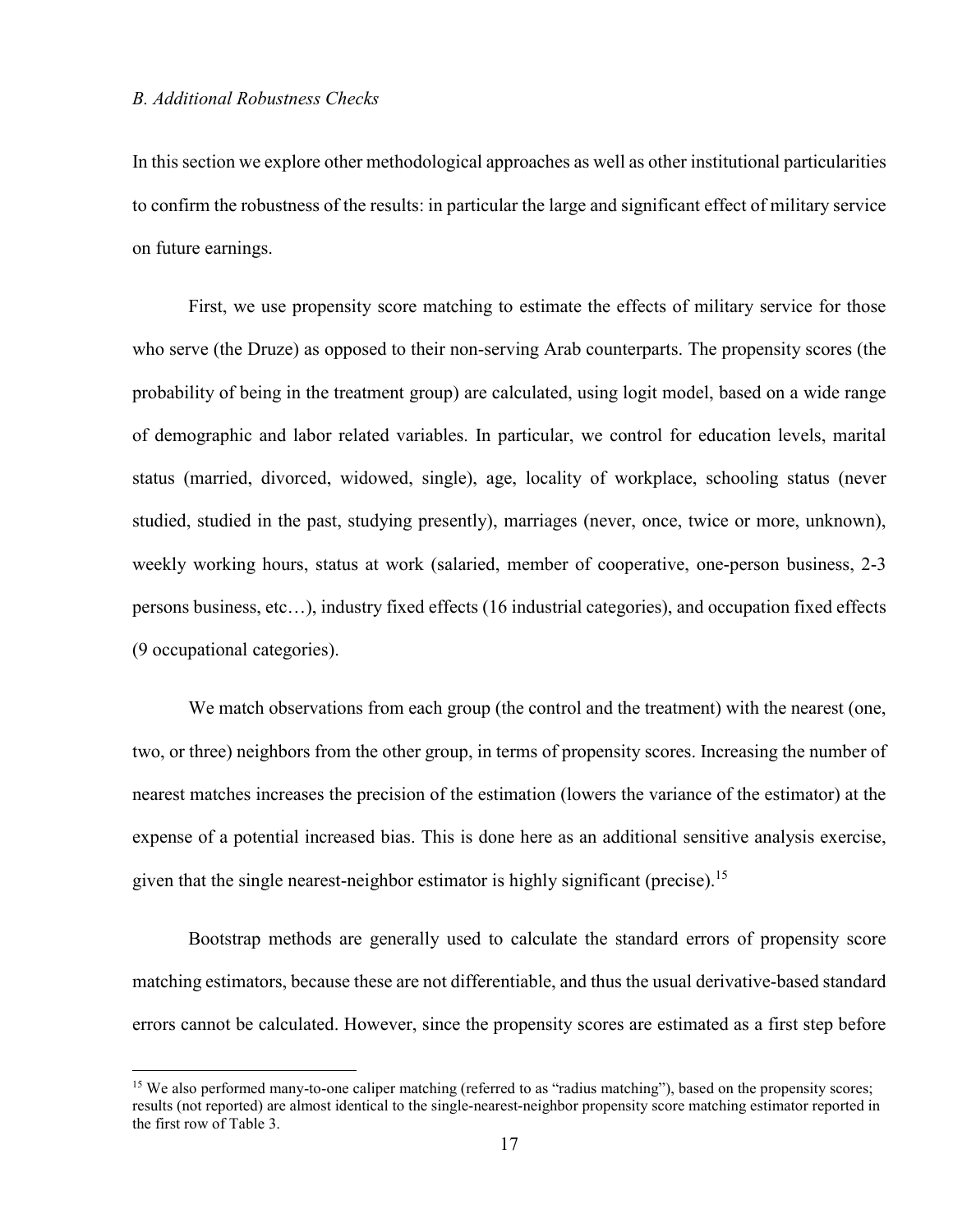### *B. Additional Robustness Checks*

In this section we explore other methodological approaches as well as other institutional particularities to confirm the robustness of the results: in particular the large and significant effect of military service on future earnings.

First, we use propensity score matching to estimate the effects of military service for those who serve (the Druze) as opposed to their non-serving Arab counterparts. The propensity scores (the probability of being in the treatment group) are calculated, using logit model, based on a wide range of demographic and labor related variables. In particular, we control for education levels, marital status (married, divorced, widowed, single), age, locality of workplace, schooling status (never studied, studied in the past, studying presently), marriages (never, once, twice or more, unknown), weekly working hours, status at work (salaried, member of cooperative, one-person business, 2-3 persons business, etc…), industry fixed effects (16 industrial categories), and occupation fixed effects (9 occupational categories).

We match observations from each group (the control and the treatment) with the nearest (one, two, or three) neighbors from the other group, in terms of propensity scores. Increasing the number of nearest matches increases the precision of the estimation (lowers the variance of the estimator) at the expense of a potential increased bias. This is done here as an additional sensitive analysis exercise, given that the single nearest-neighbor estimator is highly significant (precise).[15]

Bootstrap methods are generally used to calculate the standard errors of propensity score matching estimators, because these are not differentiable, and thus the usual derivative-based standard errors cannot be calculated. However, since the propensity scores are estimated as a first step before

[15] We also performed many-to-one caliper matching (referred to as "radius matching"), based on the propensity scores; results (not reported) are almost identical to the single-nearest-neighbor propensity score matching estimator reported in the first row of Table 3.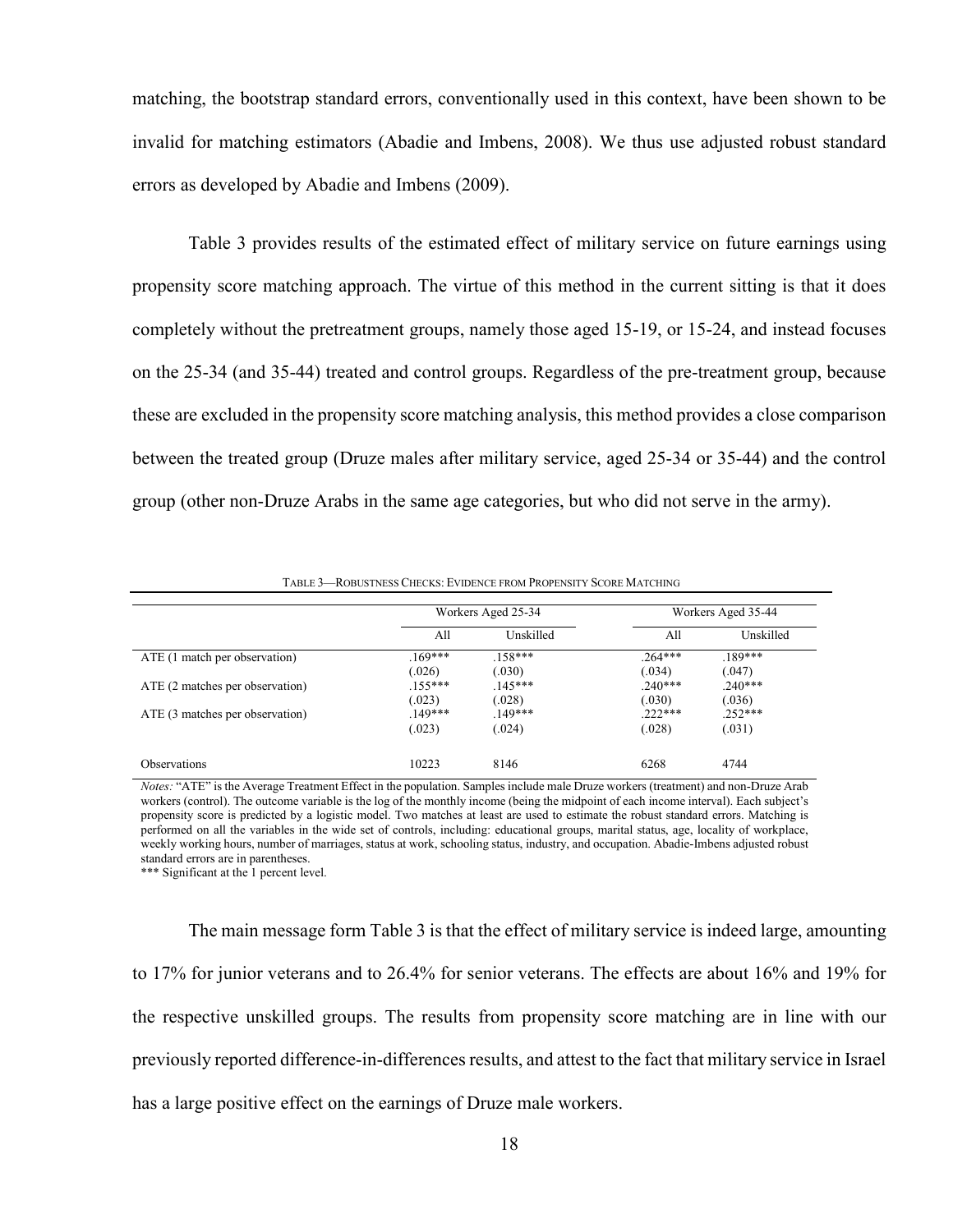matching, the bootstrap standard errors, conventionally used in this context, have been shown to be invalid for matching estimators (Abadie and Imbens, 2008). We thus use adjusted robust standard errors as developed by Abadie and Imbens (2009).

Table 3 provides results of the estimated effect of military service on future earnings using propensity score matching approach. The virtue of this method in the current sitting is that it does completely without the pretreatment groups, namely those aged 15-19, or 15-24, and instead focuses on the 25-34 (and 35-44) treated and control groups. Regardless of the pre-treatment group, because these are excluded in the propensity score matching analysis, this method provides a close comparison between the treated group (Druze males after military service, aged 25-34 or 35-44) and the control group (other non-Druze Arabs in the same age categories, but who did not serve in the army).

TABLE 3—ROBUSTNESS CHECKS: EVIDENCE FROM PROPENSITY SCORE MATCHING

| | Workers Aged 25-34 | | Workers Aged 35-44 | |
|---|---|---|---|---|
| | All | Unskilled | All | Unskilled |
| ATE (1 match per observation) | .169*** | .158*** | .264*** | .189*** |
| | (.026) | (.030) | (.034) | (.047) |
| ATE (2 matches per observation) | .155*** | .145*** | .240*** | .240*** |
| | (.023) | (.028) | (.030) | (.036) |
| ATE (3 matches per observation) | .149*** | .149*** | .222*** | .252*** |
| | (.023) | (.024) | (.028) | (.031) |
| Observations | 10223 | 8146 | 6268 | 4744 |

*Notes:* "ATE" is the Average Treatment Effect in the population. Samples include male Druze workers (treatment) and non-Druze Arab workers (control). The outcome variable is the log of the monthly income (being the midpoint of each income interval). Each subject's propensity score is predicted by a logistic model. Two matches at least are used to estimate the robust standard errors. Matching is performed on all the variables in the wide set of controls, including: educational groups, marital status, age, locality of workplace, weekly working hours, number of marriages, status at work, schooling status, industry, and occupation. Abadie-Imbens adjusted robust standard errors are in parentheses.
*** Significant at the 1 percent level.

The main message form Table 3 is that the effect of military service is indeed large, amounting to 17% for junior veterans and to 26.4% for senior veterans. The effects are about 16% and 19% for the respective unskilled groups. The results from propensity score matching are in line with our previously reported difference-in-differences results, and attest to the fact that military service in Israel has a large positive effect on the earnings of Druze male workers.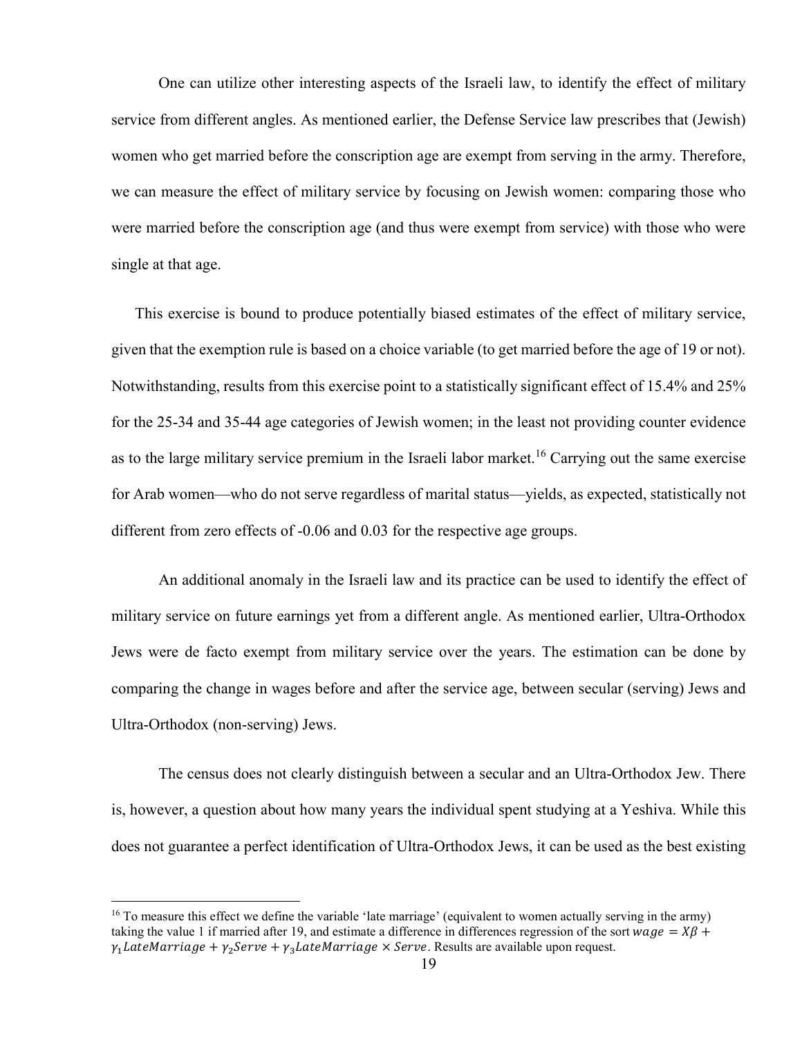One can utilize other interesting aspects of the Israeli law, to identify the effect of military service from different angles. As mentioned earlier, the Defense Service law prescribes that (Jewish) women who get married before the conscription age are exempt from serving in the army. Therefore, we can measure the effect of military service by focusing on Jewish women: comparing those who were married before the conscription age (and thus were exempt from service) with those who were single at that age.

This exercise is bound to produce potentially biased estimates of the effect of military service, given that the exemption rule is based on a choice variable (to get married before the age of 19 or not). Notwithstanding, results from this exercise point to a statistically significant effect of 15.4% and 25% for the 25-34 and 35-44 age categories of Jewish women; in the least not providing counter evidence as to the large military service premium in the Israeli labor market.[16] Carrying out the same exercise for Arab women—who do not serve regardless of marital status—yields, as expected, statistically not different from zero effects of -0.06 and 0.03 for the respective age groups.

An additional anomaly in the Israeli law and its practice can be used to identify the effect of military service on future earnings yet from a different angle. As mentioned earlier, Ultra-Orthodox Jews were de facto exempt from military service over the years. The estimation can be done by comparing the change in wages before and after the service age, between secular (serving) Jews and Ultra-Orthodox (non-serving) Jews.

The census does not clearly distinguish between a secular and an Ultra-Orthodox Jew. There is, however, a question about how many years the individual spent studying at a Yeshiva. While this does not guarantee a perfect identification of Ultra-Orthodox Jews, it can be used as the best existing

---

[16] To measure this effect we define the variable 'late marriage' (equivalent to women actually serving in the army) taking the value 1 if married after 19, and estimate a difference in differences regression of the sort $wage = X\beta + \gamma_1 LateMarriage + \gamma_2 Serve + \gamma_3 LateMarriage \times Serve$. Results are available upon request.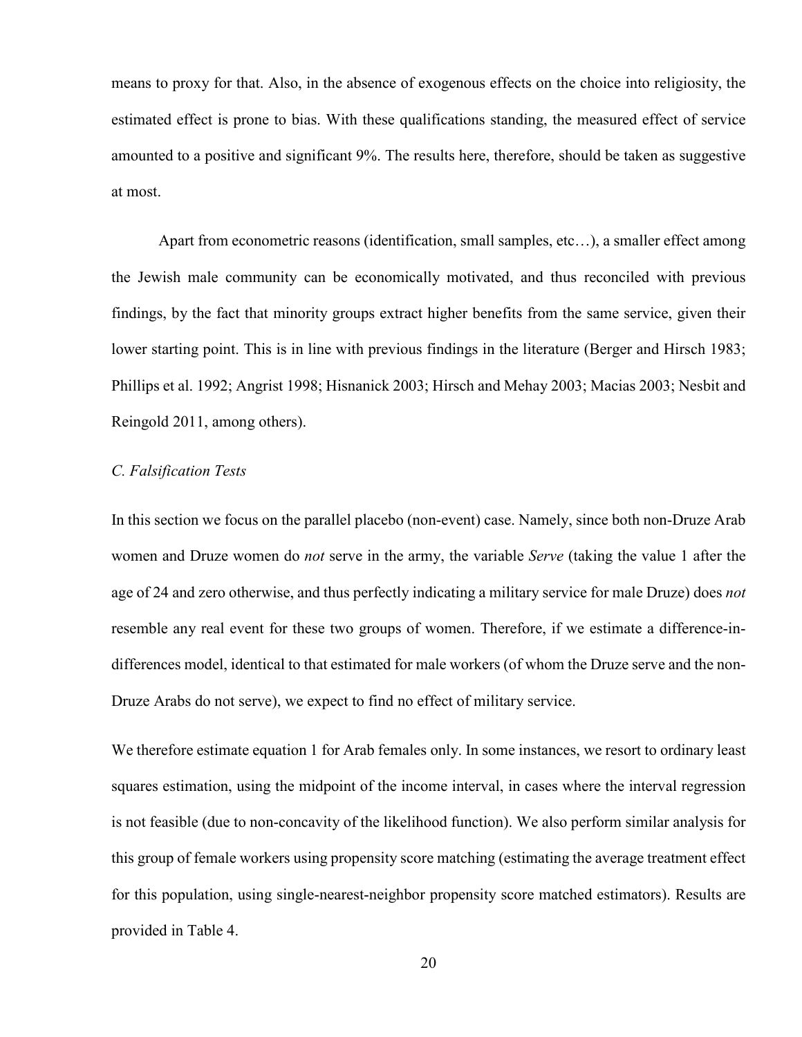means to proxy for that. Also, in the absence of exogenous effects on the choice into religiosity, the estimated effect is prone to bias. With these qualifications standing, the measured effect of service amounted to a positive and significant 9%. The results here, therefore, should be taken as suggestive at most.

Apart from econometric reasons (identification, small samples, etc…), a smaller effect among the Jewish male community can be economically motivated, and thus reconciled with previous findings, by the fact that minority groups extract higher benefits from the same service, given their lower starting point. This is in line with previous findings in the literature (Berger and Hirsch 1983; Phillips et al. 1992; Angrist 1998; Hisnanick 2003; Hirsch and Mehay 2003; Macias 2003; Nesbit and Reingold 2011, among others).

### *C. Falsification Tests*

In this section we focus on the parallel placebo (non-event) case. Namely, since both non-Druze Arab women and Druze women do *not* serve in the army, the variable *Serve* (taking the value 1 after the age of 24 and zero otherwise, and thus perfectly indicating a military service for male Druze) does *not* resemble any real event for these two groups of women. Therefore, if we estimate a difference-in-differences model, identical to that estimated for male workers (of whom the Druze serve and the non-Druze Arabs do not serve), we expect to find no effect of military service.

We therefore estimate equation 1 for Arab females only. In some instances, we resort to ordinary least squares estimation, using the midpoint of the income interval, in cases where the interval regression is not feasible (due to non-concavity of the likelihood function). We also perform similar analysis for this group of female workers using propensity score matching (estimating the average treatment effect for this population, using single-nearest-neighbor propensity score matched estimators). Results are provided in Table 4.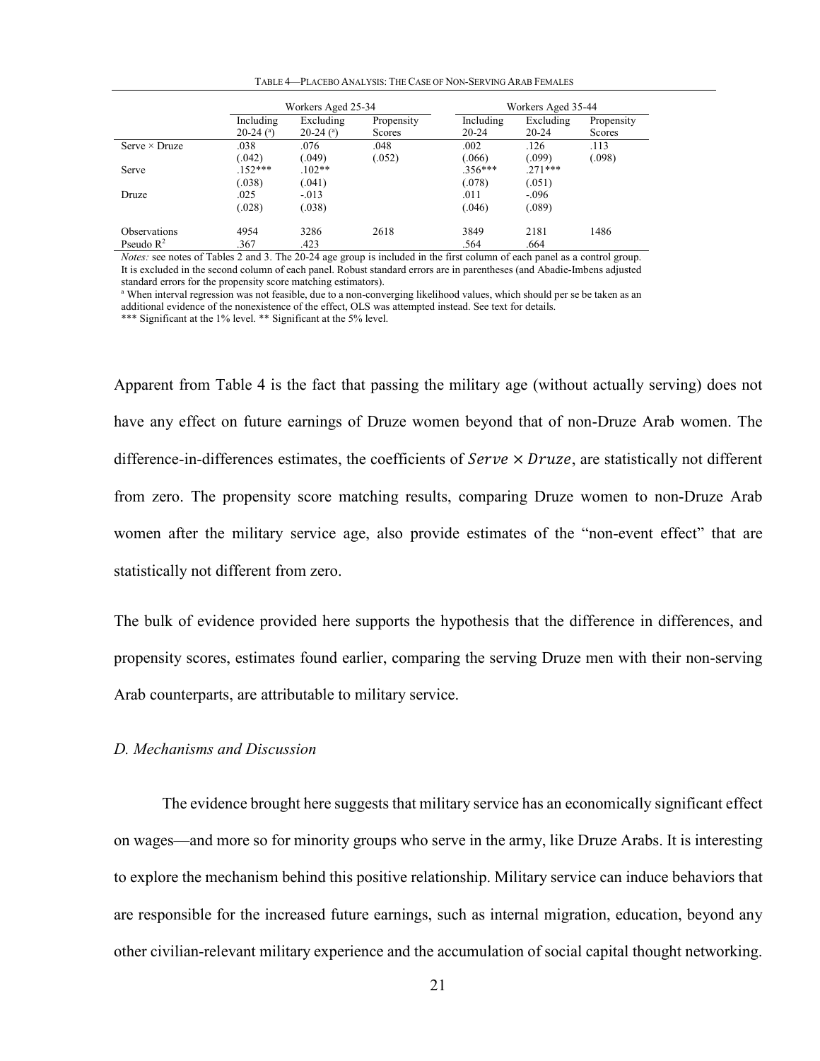TABLE 4—PLACEBO ANALYSIS: THE CASE OF NON-SERVING ARAB FEMALES

| | Workers Aged 25-34 | | | Workers Aged 35-44 | | |
|---|---|---|---|---|---|---|
| | Including 20-24 ([a]) | Excluding 20-24 ([a]) | Propensity Scores | Including 20-24 | Excluding 20-24 | Propensity Scores |
| Serve × Druze | .038 | .076 | .048 | .002 | .126 | .113 |
| | (.042) | (.049) | (.052) | (.066) | (.099) | (.098) |
| Serve | .152*** | .102** | | .356*** | .271*** | |
| | (.038) | (.041) | | (.078) | (.051) | |
| Druze | .025 | -.013 | | .011 | -.096 | |
| | (.028) | (.038) | | (.046) | (.089) | |
| Observations | 4954 | 3286 | 2618 | 3849 | 2181 | 1486 |
| Pseudo $R^2$ | .367 | .423 | | .564 | .664 | |

*Notes:* see notes of Tables 2 and 3. The 20-24 age group is included in the first column of each panel as a control group. It is excluded in the second column of each panel. Robust standard errors are in parentheses (and Abadie-Imbens adjusted standard errors for the propensity score matching estimators).

[a] When interval regression was not feasible, due to a non-converging likelihood values, which should per se be taken as an additional evidence of the nonexistence of the effect, OLS was attempted instead. See text for details.

*** Significant at the 1% level. ** Significant at the 5% level.

Apparent from Table 4 is the fact that passing the military age (without actually serving) does not have any effect on future earnings of Druze women beyond that of non-Druze Arab women. The difference-in-differences estimates, the coefficients of $Serve \times Druze$, are statistically not different from zero. The propensity score matching results, comparing Druze women to non-Druze Arab women after the military service age, also provide estimates of the "non-event effect" that are statistically not different from zero.

The bulk of evidence provided here supports the hypothesis that the difference in differences, and propensity scores, estimates found earlier, comparing the serving Druze men with their non-serving Arab counterparts, are attributable to military service.

### *D. Mechanisms and Discussion*

The evidence brought here suggests that military service has an economically significant effect on wages—and more so for minority groups who serve in the army, like Druze Arabs. It is interesting to explore the mechanism behind this positive relationship. Military service can induce behaviors that are responsible for the increased future earnings, such as internal migration, education, beyond any other civilian-relevant military experience and the accumulation of social capital thought networking.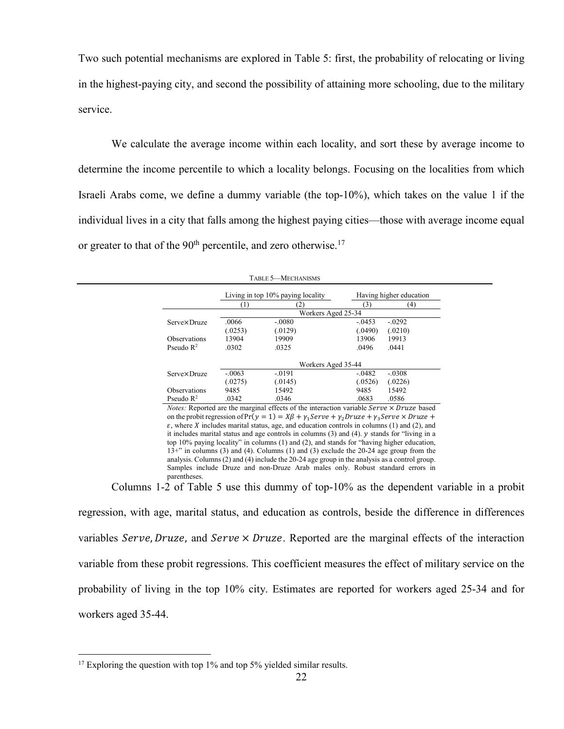Two such potential mechanisms are explored in Table 5: first, the probability of relocating or living in the highest-paying city, and second the possibility of attaining more schooling, due to the military service.

We calculate the average income within each locality, and sort these by average income to determine the income percentile to which a locality belongs. Focusing on the localities from which Israeli Arabs come, we define a dummy variable (the top-10%), which takes on the value 1 if the individual lives in a city that falls among the highest paying cities—those with average income equal or greater to that of the 90[th] percentile, and zero otherwise.[17]

TABLE 5—MECHANISMS

| | Living in top 10% paying locality | | Having higher education | |
|---|---|---|---|---|
| | (1) | (2) | (3) | (4) |
| | Workers Aged 25-34 | | | |
| Serve×Druze | .0066 | -.0080 | -.0453 | -.0292 |
| | (.0253) | (.0129) | (.0490) | (.0210) |
| Observations | 13904 | 19909 | 13906 | 19913 |
| Pseudo $R^2$ | .0302 | .0325 | .0496 | .0441 |
| | Workers Aged 35-44 | | | |
| Serve×Druze | -.0063 | -.0191 | -.0482 | -.0308 |
| | (.0275) | (.0145) | (.0526) | (.0226) |
| Observations | 9485 | 15492 | 9485 | 15492 |
| Pseudo $R^2$ | .0342 | .0346 | .0683 | .0586 |

*Notes:* Reported are the marginal effects of the interaction variable $Serve \times Druze$ based on the probit regression of $\Pr(y = 1) = X\beta + \gamma_1 Serve + \gamma_2 Druze + \gamma_3 Serve \times Druze + \varepsilon$, where $X$ includes marital status, age, and education controls in columns (1) and (2), and it includes marital status and age controls in columns (3) and (4). $y$ stands for "living in a top 10% paying locality" in columns (1) and (2), and stands for "having higher education, 13+" in columns (3) and (4). Columns (1) and (3) exclude the 20-24 age group from the analysis. Columns (2) and (4) include the 20-24 age group in the analysis as a control group. Samples include Druze and non-Druze Arab males only. Robust standard errors in parentheses.

Columns 1-2 of Table 5 use this dummy of top-10% as the dependent variable in a probit regression, with age, marital status, and education as controls, beside the difference in differences variables $Serve$, $Druze$, and $Serve \times Druze$. Reported are the marginal effects of the interaction variable from these probit regressions. This coefficient measures the effect of military service on the probability of living in the top 10% city. Estimates are reported for workers aged 25-34 and for workers aged 35-44.

[17] Exploring the question with top 1% and top 5% yielded similar results.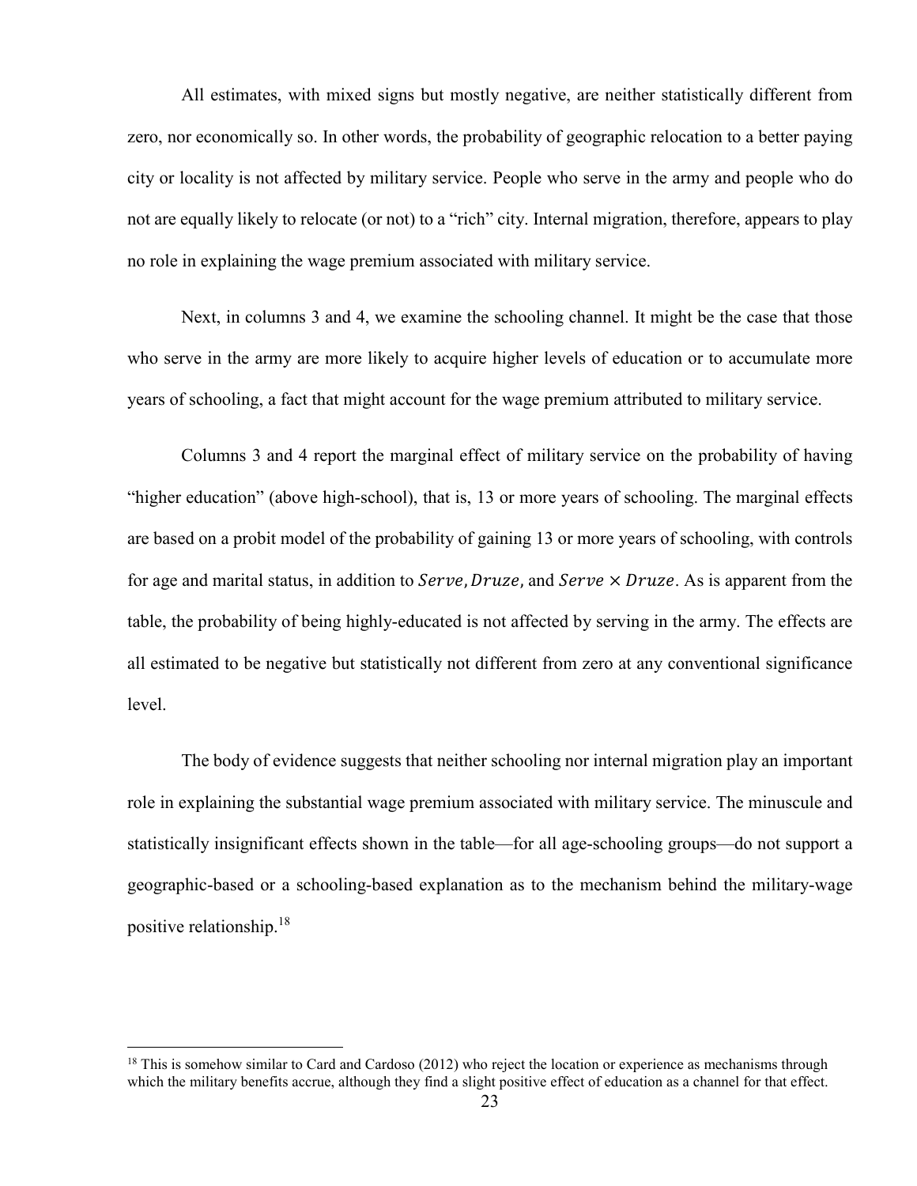All estimates, with mixed signs but mostly negative, are neither statistically different from zero, nor economically so. In other words, the probability of geographic relocation to a better paying city or locality is not affected by military service. People who serve in the army and people who do not are equally likely to relocate (or not) to a "rich" city. Internal migration, therefore, appears to play no role in explaining the wage premium associated with military service.

Next, in columns 3 and 4, we examine the schooling channel. It might be the case that those who serve in the army are more likely to acquire higher levels of education or to accumulate more years of schooling, a fact that might account for the wage premium attributed to military service.

Columns 3 and 4 report the marginal effect of military service on the probability of having "higher education" (above high-school), that is, 13 or more years of schooling. The marginal effects are based on a probit model of the probability of gaining 13 or more years of schooling, with controls for age and marital status, in addition to $Serve, Druze,$ and $Serve \times Druze$. As is apparent from the table, the probability of being highly-educated is not affected by serving in the army. The effects are all estimated to be negative but statistically not different from zero at any conventional significance level.

The body of evidence suggests that neither schooling nor internal migration play an important role in explaining the substantial wage premium associated with military service. The minuscule and statistically insignificant effects shown in the table—for all age-schooling groups—do not support a geographic-based or a schooling-based explanation as to the mechanism behind the military-wage positive relationship.[18]

[18] This is somehow similar to Card and Cardoso (2012) who reject the location or experience as mechanisms through which the military benefits accrue, although they find a slight positive effect of education as a channel for that effect.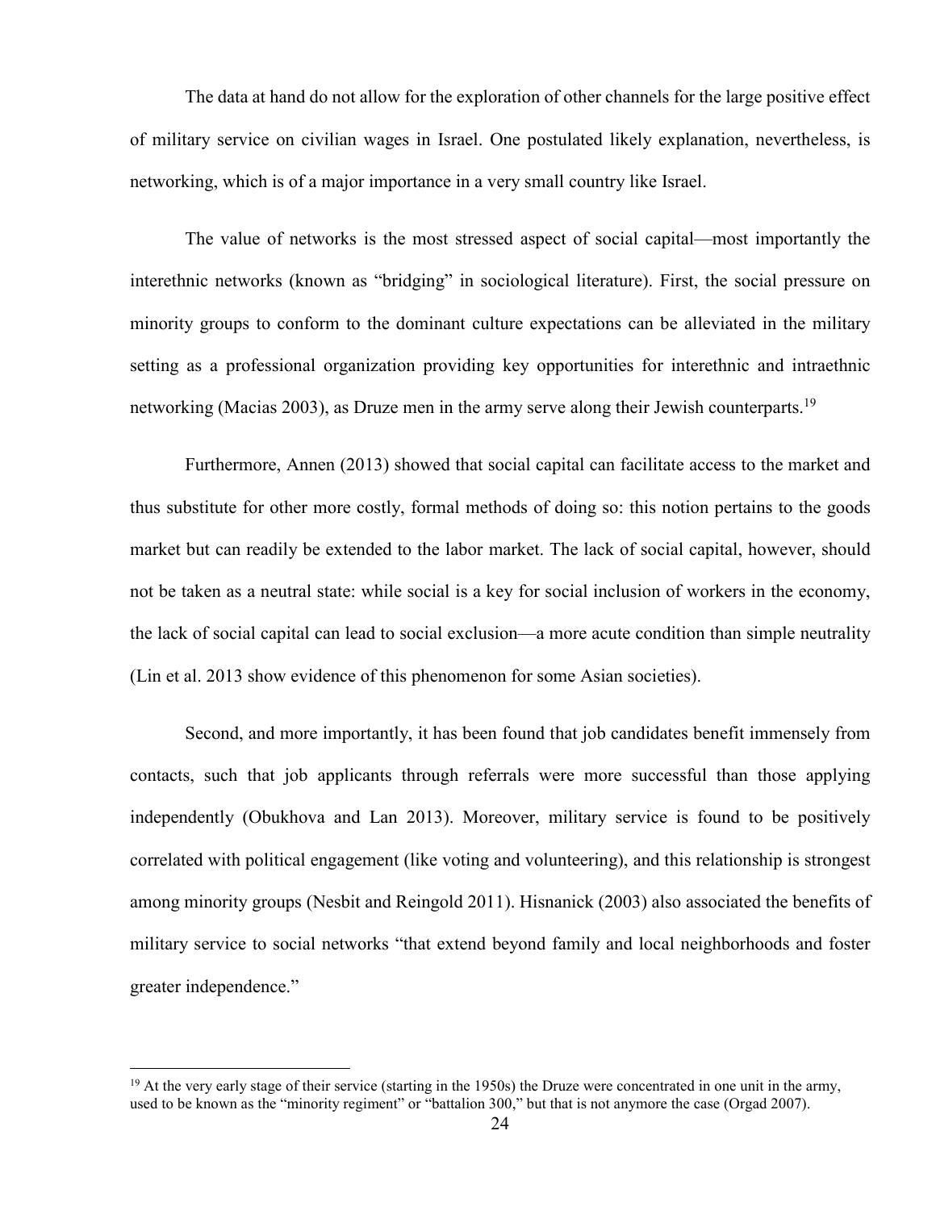The data at hand do not allow for the exploration of other channels for the large positive effect of military service on civilian wages in Israel. One postulated likely explanation, nevertheless, is networking, which is of a major importance in a very small country like Israel.

The value of networks is the most stressed aspect of social capital—most importantly the interethnic networks (known as "bridging" in sociological literature). First, the social pressure on minority groups to conform to the dominant culture expectations can be alleviated in the military setting as a professional organization providing key opportunities for interethnic and intraethnic networking (Macias 2003), as Druze men in the army serve along their Jewish counterparts.[19]

Furthermore, Annen (2013) showed that social capital can facilitate access to the market and thus substitute for other more costly, formal methods of doing so: this notion pertains to the goods market but can readily be extended to the labor market. The lack of social capital, however, should not be taken as a neutral state: while social is a key for social inclusion of workers in the economy, the lack of social capital can lead to social exclusion—a more acute condition than simple neutrality (Lin et al. 2013 show evidence of this phenomenon for some Asian societies).

Second, and more importantly, it has been found that job candidates benefit immensely from contacts, such that job applicants through referrals were more successful than those applying independently (Obukhova and Lan 2013). Moreover, military service is found to be positively correlated with political engagement (like voting and volunteering), and this relationship is strongest among minority groups (Nesbit and Reingold 2011). Hisnanick (2003) also associated the benefits of military service to social networks "that extend beyond family and local neighborhoods and foster greater independence."

[19] At the very early stage of their service (starting in the 1950s) the Druze were concentrated in one unit in the army, used to be known as the "minority regiment" or "battalion 300," but that is not anymore the case (Orgad 2007).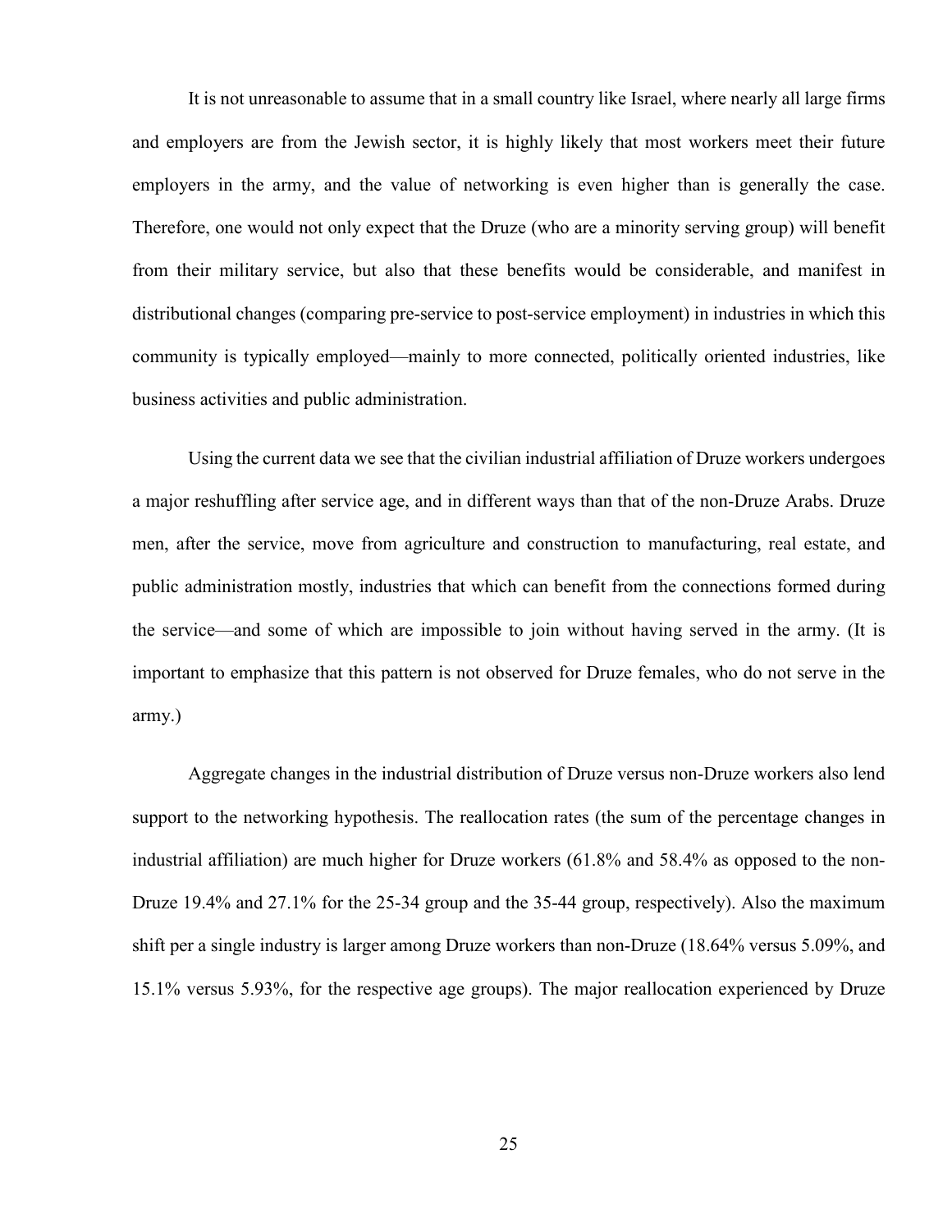It is not unreasonable to assume that in a small country like Israel, where nearly all large firms and employers are from the Jewish sector, it is highly likely that most workers meet their future employers in the army, and the value of networking is even higher than is generally the case. Therefore, one would not only expect that the Druze (who are a minority serving group) will benefit from their military service, but also that these benefits would be considerable, and manifest in distributional changes (comparing pre-service to post-service employment) in industries in which this community is typically employed—mainly to more connected, politically oriented industries, like business activities and public administration.

Using the current data we see that the civilian industrial affiliation of Druze workers undergoes a major reshuffling after service age, and in different ways than that of the non-Druze Arabs. Druze men, after the service, move from agriculture and construction to manufacturing, real estate, and public administration mostly, industries that which can benefit from the connections formed during the service—and some of which are impossible to join without having served in the army. (It is important to emphasize that this pattern is not observed for Druze females, who do not serve in the army.)

Aggregate changes in the industrial distribution of Druze versus non-Druze workers also lend support to the networking hypothesis. The reallocation rates (the sum of the percentage changes in industrial affiliation) are much higher for Druze workers (61.8% and 58.4% as opposed to the non-Druze 19.4% and 27.1% for the 25-34 group and the 35-44 group, respectively). Also the maximum shift per a single industry is larger among Druze workers than non-Druze (18.64% versus 5.09%, and 15.1% versus 5.93%, for the respective age groups). The major reallocation experienced by Druze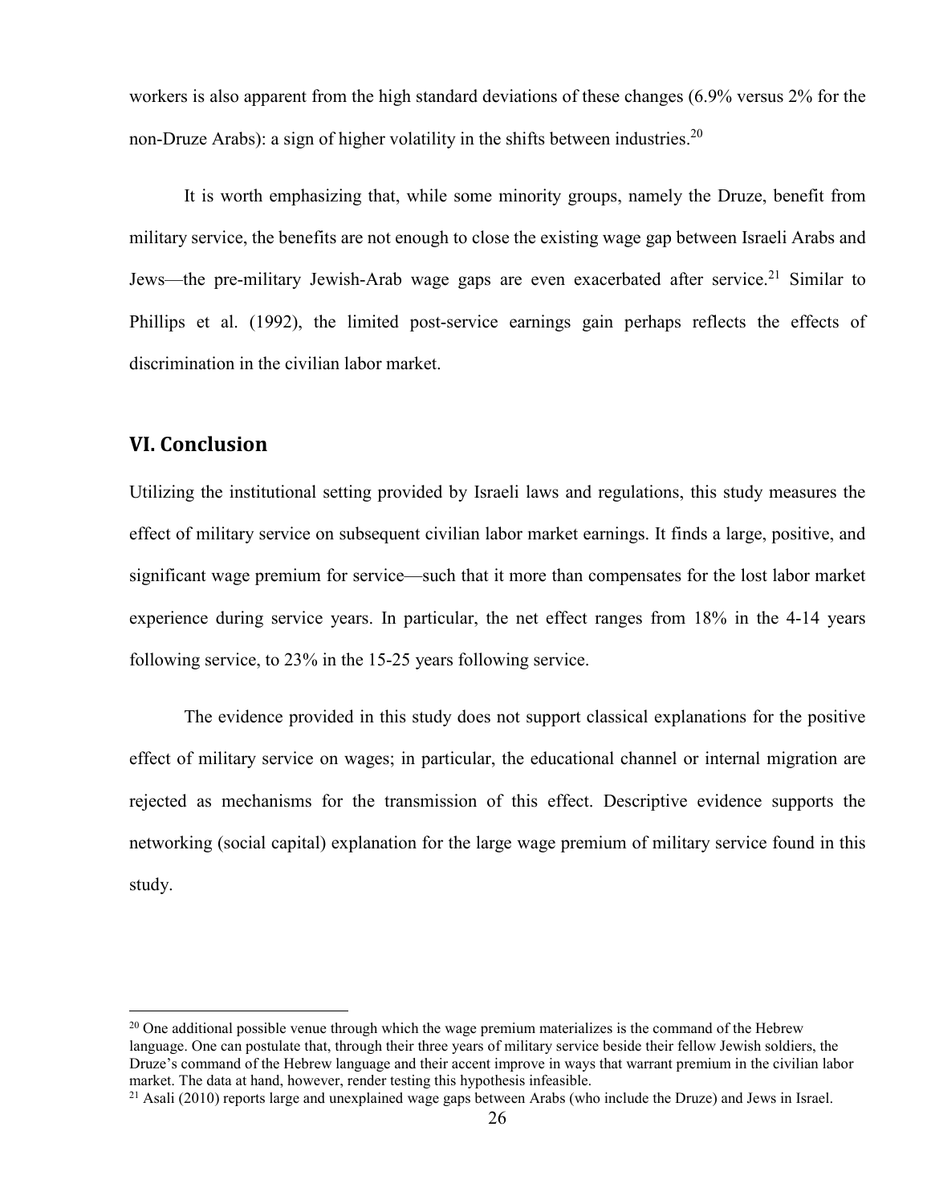workers is also apparent from the high standard deviations of these changes (6.9% versus 2% for the non-Druze Arabs): a sign of higher volatility in the shifts between industries.[20]

It is worth emphasizing that, while some minority groups, namely the Druze, benefit from military service, the benefits are not enough to close the existing wage gap between Israeli Arabs and Jews—the pre-military Jewish-Arab wage gaps are even exacerbated after service.[21] Similar to Phillips et al. (1992), the limited post-service earnings gain perhaps reflects the effects of discrimination in the civilian labor market.

## VI. Conclusion

Utilizing the institutional setting provided by Israeli laws and regulations, this study measures the effect of military service on subsequent civilian labor market earnings. It finds a large, positive, and significant wage premium for service—such that it more than compensates for the lost labor market experience during service years. In particular, the net effect ranges from 18% in the 4-14 years following service, to 23% in the 15-25 years following service.

The evidence provided in this study does not support classical explanations for the positive effect of military service on wages; in particular, the educational channel or internal migration are rejected as mechanisms for the transmission of this effect. Descriptive evidence supports the networking (social capital) explanation for the large wage premium of military service found in this study.

---

[20] One additional possible venue through which the wage premium materializes is the command of the Hebrew language. One can postulate that, through their three years of military service beside their fellow Jewish soldiers, the Druze's command of the Hebrew language and their accent improve in ways that warrant premium in the civilian labor market. The data at hand, however, render testing this hypothesis infeasible.

[21] Asali (2010) reports large and unexplained wage gaps between Arabs (who include the Druze) and Jews in Israel.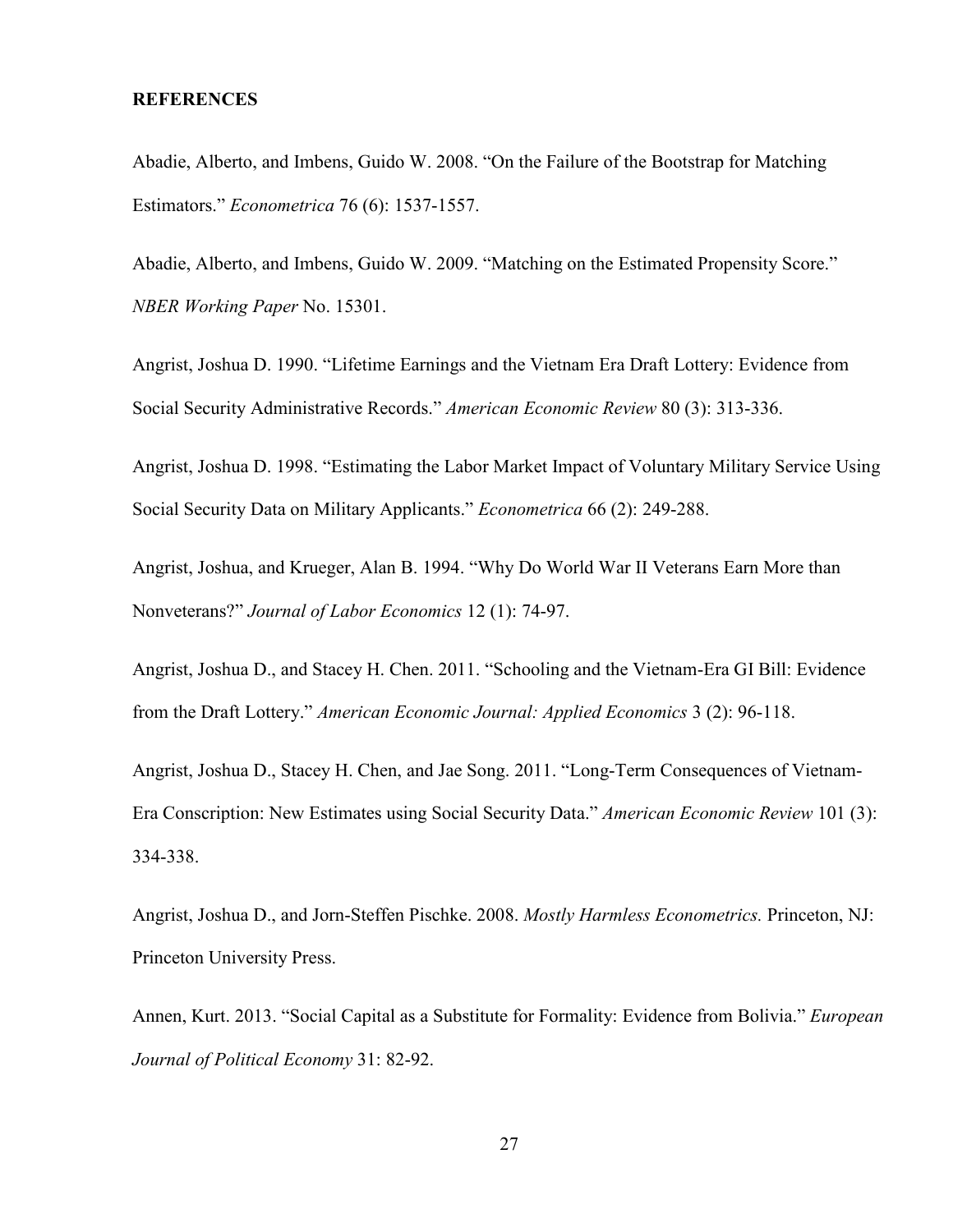**REFERENCES**

Abadie, Alberto, and Imbens, Guido W. 2008. "On the Failure of the Bootstrap for Matching Estimators." *Econometrica* 76 (6): 1537-1557.

Abadie, Alberto, and Imbens, Guido W. 2009. "Matching on the Estimated Propensity Score." *NBER Working Paper* No. 15301.

Angrist, Joshua D. 1990. "Lifetime Earnings and the Vietnam Era Draft Lottery: Evidence from Social Security Administrative Records." *American Economic Review* 80 (3): 313-336.

Angrist, Joshua D. 1998. "Estimating the Labor Market Impact of Voluntary Military Service Using Social Security Data on Military Applicants." *Econometrica* 66 (2): 249-288.

Angrist, Joshua, and Krueger, Alan B. 1994. "Why Do World War II Veterans Earn More than Nonveterans?" *Journal of Labor Economics* 12 (1): 74-97.

Angrist, Joshua D., and Stacey H. Chen. 2011. "Schooling and the Vietnam-Era GI Bill: Evidence from the Draft Lottery." *American Economic Journal: Applied Economics* 3 (2): 96-118.

Angrist, Joshua D., Stacey H. Chen, and Jae Song. 2011. "Long-Term Consequences of Vietnam-Era Conscription: New Estimates using Social Security Data." *American Economic Review* 101 (3): 334-338.

Angrist, Joshua D., and Jorn-Steffen Pischke. 2008. *Mostly Harmless Econometrics.* Princeton, NJ: Princeton University Press.

Annen, Kurt. 2013. "Social Capital as a Substitute for Formality: Evidence from Bolivia." *European Journal of Political Economy* 31: 82-92.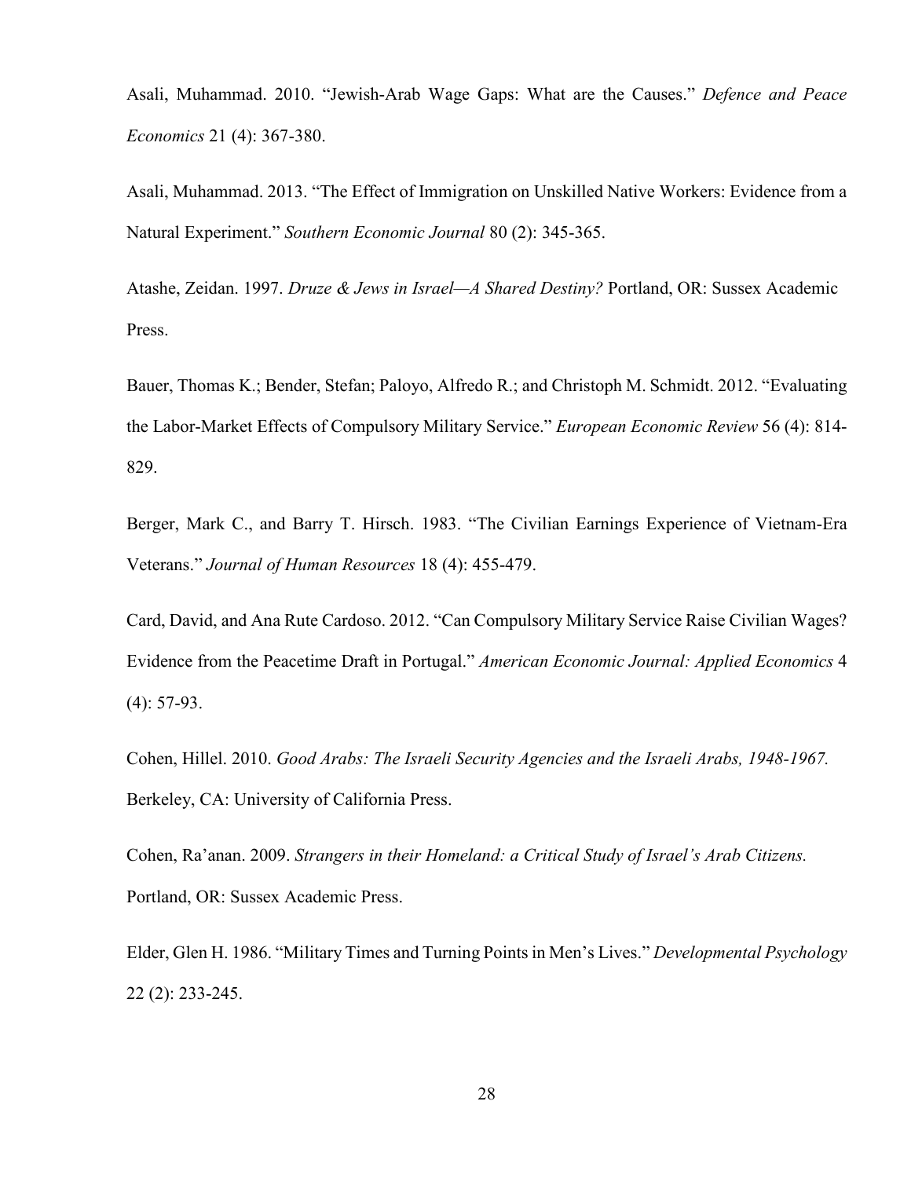Asali, Muhammad. 2010. “Jewish-Arab Wage Gaps: What are the Causes.” *Defence and Peace Economics* 21 (4): 367-380.

Asali, Muhammad. 2013. “The Effect of Immigration on Unskilled Native Workers: Evidence from a Natural Experiment.” *Southern Economic Journal* 80 (2): 345-365.

Atashe, Zeidan. 1997. *Druze & Jews in Israel—A Shared Destiny?* Portland, OR: Sussex Academic Press.

Bauer, Thomas K.; Bender, Stefan; Paloyo, Alfredo R.; and Christoph M. Schmidt. 2012. “Evaluating the Labor-Market Effects of Compulsory Military Service.” *European Economic Review* 56 (4): 814-829.

Berger, Mark C., and Barry T. Hirsch. 1983. “The Civilian Earnings Experience of Vietnam-Era Veterans.” *Journal of Human Resources* 18 (4): 455-479.

Card, David, and Ana Rute Cardoso. 2012. “Can Compulsory Military Service Raise Civilian Wages? Evidence from the Peacetime Draft in Portugal.” *American Economic Journal: Applied Economics* 4 (4): 57-93.

Cohen, Hillel. 2010. *Good Arabs: The Israeli Security Agencies and the Israeli Arabs, 1948-1967.* Berkeley, CA: University of California Press.

Cohen, Ra’anan. 2009. *Strangers in their Homeland: a Critical Study of Israel’s Arab Citizens.* Portland, OR: Sussex Academic Press.

Elder, Glen H. 1986. “Military Times and Turning Points in Men’s Lives.” *Developmental Psychology* 22 (2): 233-245.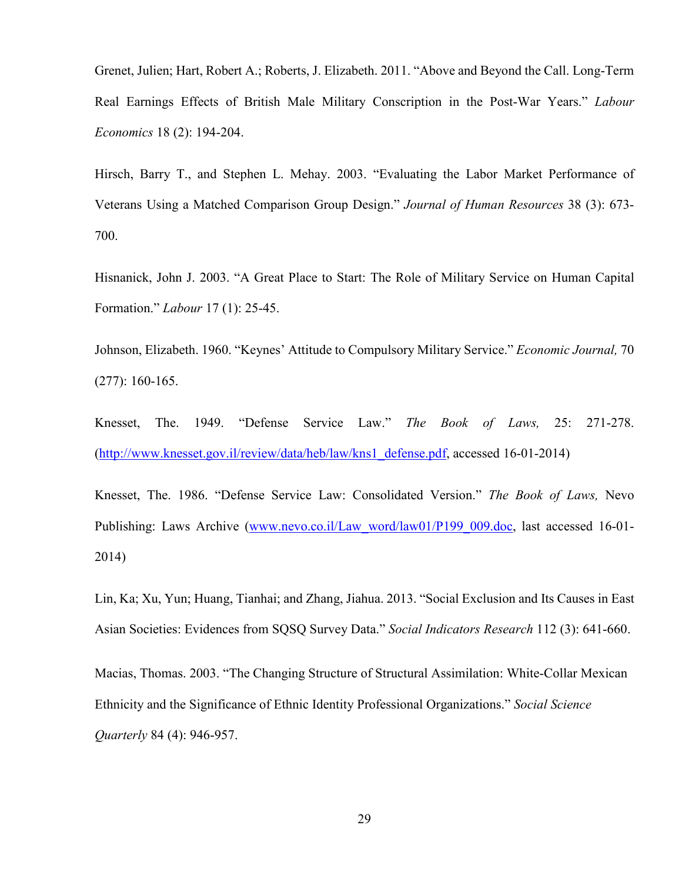Grenet, Julien; Hart, Robert A.; Roberts, J. Elizabeth. 2011. "Above and Beyond the Call. Long-Term Real Earnings Effects of British Male Military Conscription in the Post-War Years." *Labour Economics* 18 (2): 194-204.

Hirsch, Barry T., and Stephen L. Mehay. 2003. "Evaluating the Labor Market Performance of Veterans Using a Matched Comparison Group Design." *Journal of Human Resources* 38 (3): 673-700.

Hisnanick, John J. 2003. "A Great Place to Start: The Role of Military Service on Human Capital Formation." *Labour* 17 (1): 25-45.

Johnson, Elizabeth. 1960. "Keynes' Attitude to Compulsory Military Service." *Economic Journal,* 70 (277): 160-165.

Knesset, The. 1949. "Defense Service Law." *The Book of Laws,* 25: 271-278. (http://www.knesset.gov.il/review/data/heb/law/kns1_defense.pdf, accessed 16-01-2014)

Knesset, The. 1986. "Defense Service Law: Consolidated Version." *The Book of Laws,* Nevo Publishing: Laws Archive (www.nevo.co.il/Law_word/law01/P199_009.doc, last accessed 16-01-2014)

Lin, Ka; Xu, Yun; Huang, Tianhai; and Zhang, Jiahua. 2013. "Social Exclusion and Its Causes in East Asian Societies: Evidences from SQSQ Survey Data." *Social Indicators Research* 112 (3): 641-660.

Macias, Thomas. 2003. "The Changing Structure of Structural Assimilation: White-Collar Mexican Ethnicity and the Significance of Ethnic Identity Professional Organizations." *Social Science Quarterly* 84 (4): 946-957.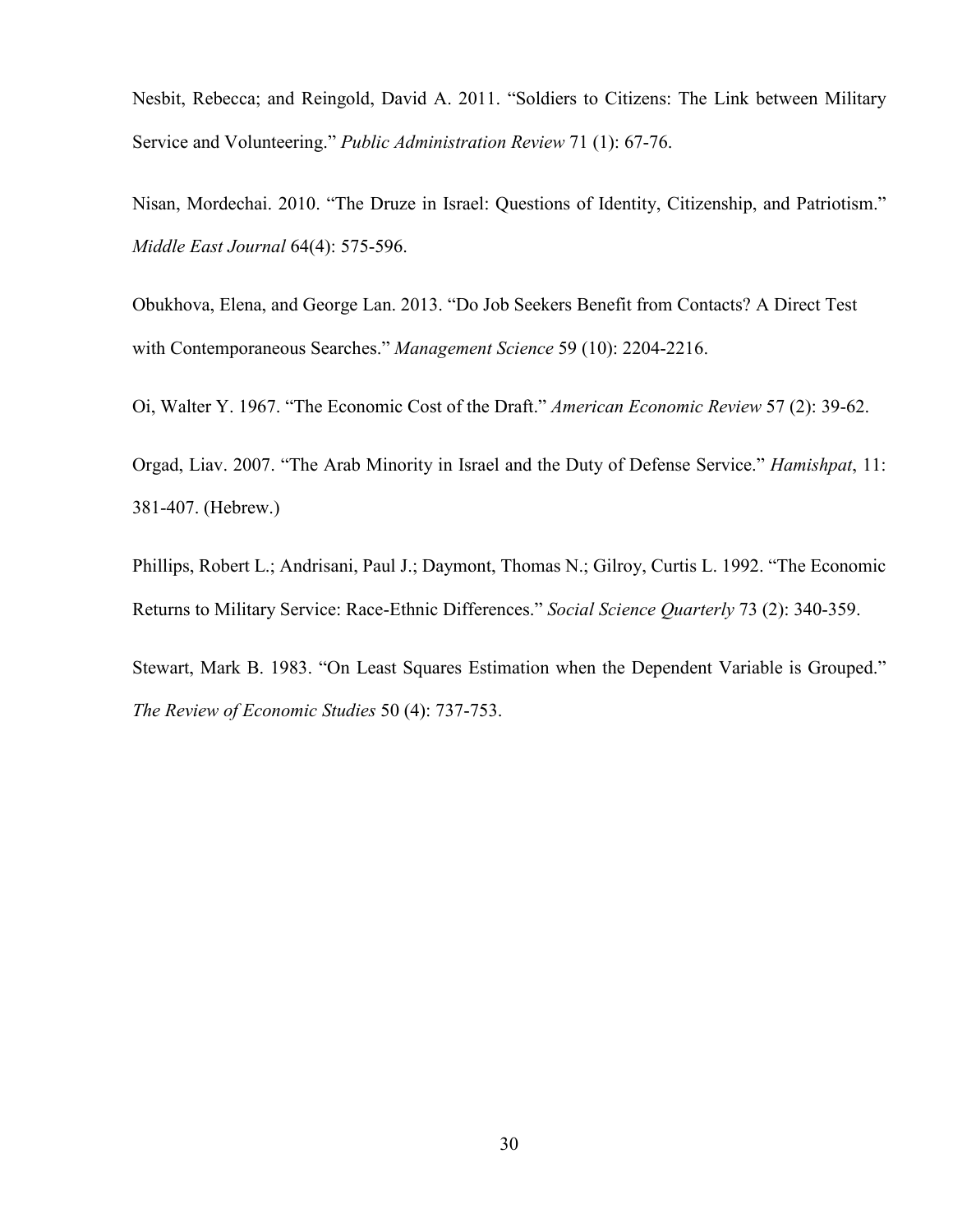Nesbit, Rebecca; and Reingold, David A. 2011. "Soldiers to Citizens: The Link between Military Service and Volunteering." *Public Administration Review* 71 (1): 67-76.

Nisan, Mordechai. 2010. "The Druze in Israel: Questions of Identity, Citizenship, and Patriotism." *Middle East Journal* 64(4): 575-596.

Obukhova, Elena, and George Lan. 2013. "Do Job Seekers Benefit from Contacts? A Direct Test with Contemporaneous Searches." *Management Science* 59 (10): 2204-2216.

Oi, Walter Y. 1967. "The Economic Cost of the Draft." *American Economic Review* 57 (2): 39-62.

Orgad, Liav. 2007. "The Arab Minority in Israel and the Duty of Defense Service." *Hamishpat*, 11: 381-407. (Hebrew.)

Phillips, Robert L.; Andrisani, Paul J.; Daymont, Thomas N.; Gilroy, Curtis L. 1992. "The Economic Returns to Military Service: Race-Ethnic Differences." *Social Science Quarterly* 73 (2): 340-359.

Stewart, Mark B. 1983. "On Least Squares Estimation when the Dependent Variable is Grouped." *The Review of Economic Studies* 50 (4): 737-753.